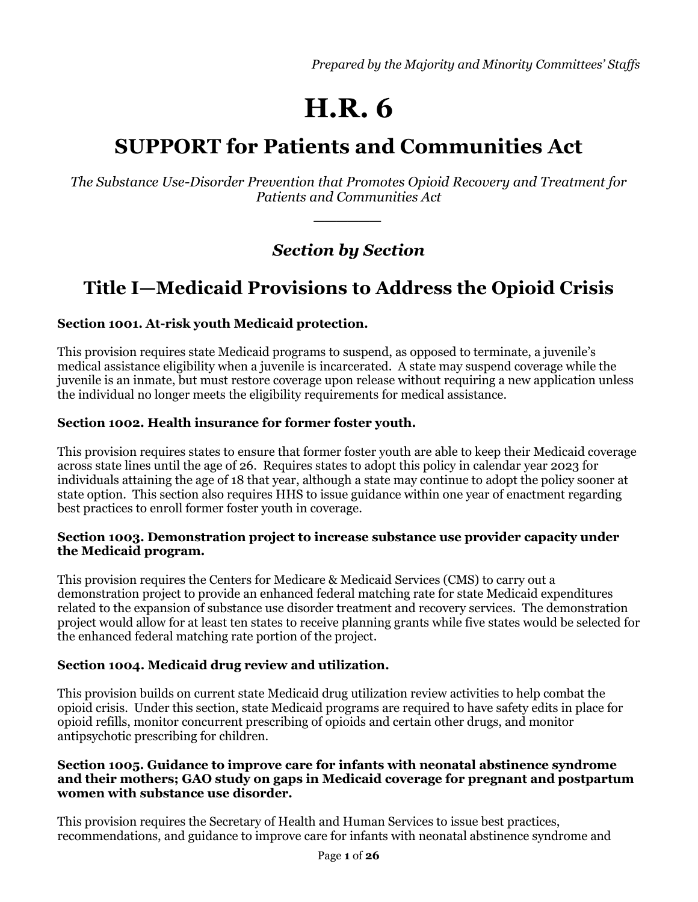*Prepared by the Majority and Minority Committees' Staffs*

# H.R. 6

## SUPPORT for Patients and Communities Act

*The Substance Use-Disorder Prevention that Promotes Opioid Recovery and Treatment for Patients and Communities Act*

---

### *Section by Section*

## Title I—Medicaid Provisions to Address the Opioid Crisis

**Section 1001. At-risk youth Medicaid protection.**

This provision requires state Medicaid programs to suspend, as opposed to terminate, a juvenile's medical assistance eligibility when a juvenile is incarcerated. A state may suspend coverage while the juvenile is an inmate, but must restore coverage upon release without requiring a new application unless the individual no longer meets the eligibility requirements for medical assistance.

**Section 1002. Health insurance for former foster youth.**

This provision requires states to ensure that former foster youth are able to keep their Medicaid coverage across state lines until the age of 26. Requires states to adopt this policy in calendar year 2023 for individuals attaining the age of 18 that year, although a state may continue to adopt the policy sooner at state option. This section also requires HHS to issue guidance within one year of enactment regarding best practices to enroll former foster youth in coverage.

**Section 1003. Demonstration project to increase substance use provider capacity under the Medicaid program.**

This provision requires the Centers for Medicare & Medicaid Services (CMS) to carry out a demonstration project to provide an enhanced federal matching rate for state Medicaid expenditures related to the expansion of substance use disorder treatment and recovery services. The demonstration project would allow for at least ten states to receive planning grants while five states would be selected for the enhanced federal matching rate portion of the project.

**Section 1004. Medicaid drug review and utilization.**

This provision builds on current state Medicaid drug utilization review activities to help combat the opioid crisis. Under this section, state Medicaid programs are required to have safety edits in place for opioid refills, monitor concurrent prescribing of opioids and certain other drugs, and monitor antipsychotic prescribing for children.

**Section 1005. Guidance to improve care for infants with neonatal abstinence syndrome and their mothers; GAO study on gaps in Medicaid coverage for pregnant and postpartum women with substance use disorder.**

This provision requires the Secretary of Health and Human Services to issue best practices, recommendations, and guidance to improve care for infants with neonatal abstinence syndrome and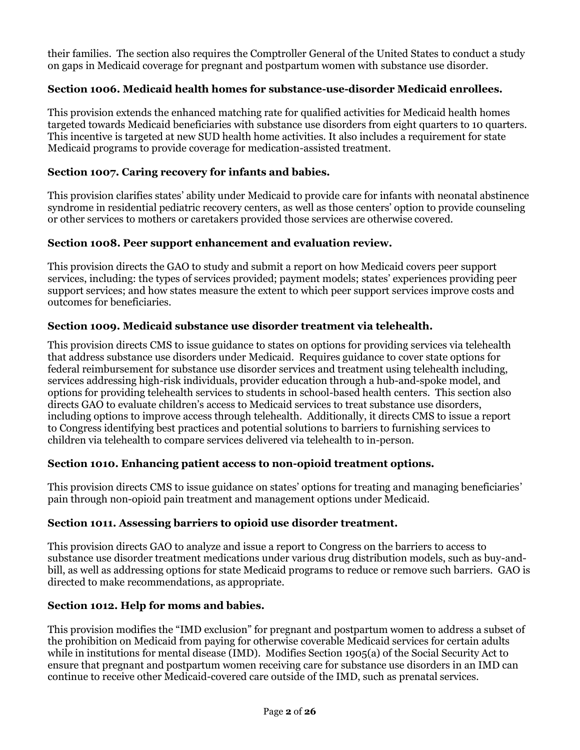their families. The section also requires the Comptroller General of the United States to conduct a study on gaps in Medicaid coverage for pregnant and postpartum women with substance use disorder.

### Section 1006. Medicaid health homes for substance-use-disorder Medicaid enrollees.

This provision extends the enhanced matching rate for qualified activities for Medicaid health homes targeted towards Medicaid beneficiaries with substance use disorders from eight quarters to 10 quarters. This incentive is targeted at new SUD health home activities. It also includes a requirement for state Medicaid programs to provide coverage for medication-assisted treatment.

### Section 1007. Caring recovery for infants and babies.

This provision clarifies states' ability under Medicaid to provide care for infants with neonatal abstinence syndrome in residential pediatric recovery centers, as well as those centers' option to provide counseling or other services to mothers or caretakers provided those services are otherwise covered.

### Section 1008. Peer support enhancement and evaluation review.

This provision directs the GAO to study and submit a report on how Medicaid covers peer support services, including: the types of services provided; payment models; states' experiences providing peer support services; and how states measure the extent to which peer support services improve costs and outcomes for beneficiaries.

### Section 1009. Medicaid substance use disorder treatment via telehealth.

This provision directs CMS to issue guidance to states on options for providing services via telehealth that address substance use disorders under Medicaid. Requires guidance to cover state options for federal reimbursement for substance use disorder services and treatment using telehealth including, services addressing high-risk individuals, provider education through a hub-and-spoke model, and options for providing telehealth services to students in school-based health centers. This section also directs GAO to evaluate children's access to Medicaid services to treat substance use disorders, including options to improve access through telehealth. Additionally, it directs CMS to issue a report to Congress identifying best practices and potential solutions to barriers to furnishing services to children via telehealth to compare services delivered via telehealth to in-person.

### Section 1010. Enhancing patient access to non-opioid treatment options.

This provision directs CMS to issue guidance on states' options for treating and managing beneficiaries' pain through non-opioid pain treatment and management options under Medicaid.

### Section 1011. Assessing barriers to opioid use disorder treatment.

This provision directs GAO to analyze and issue a report to Congress on the barriers to access to substance use disorder treatment medications under various drug distribution models, such as buy-and-bill, as well as addressing options for state Medicaid programs to reduce or remove such barriers. GAO is directed to make recommendations, as appropriate.

### Section 1012. Help for moms and babies.

This provision modifies the "IMD exclusion" for pregnant and postpartum women to address a subset of the prohibition on Medicaid from paying for otherwise coverable Medicaid services for certain adults while in institutions for mental disease (IMD). Modifies Section 1905(a) of the Social Security Act to ensure that pregnant and postpartum women receiving care for substance use disorders in an IMD can continue to receive other Medicaid-covered care outside of the IMD, such as prenatal services.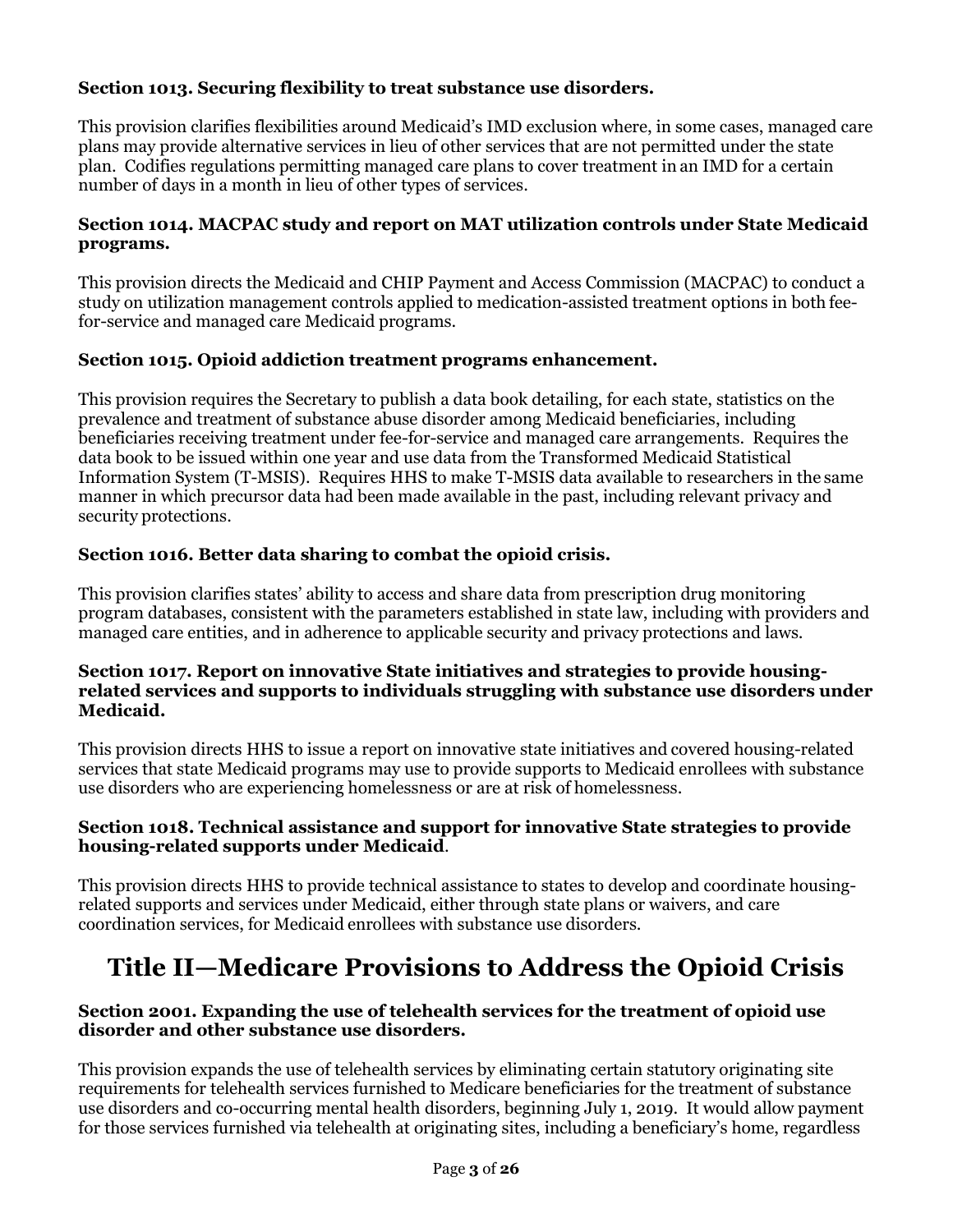**Section 1013. Securing flexibility to treat substance use disorders.**

This provision clarifies flexibilities around Medicaid's IMD exclusion where, in some cases, managed care plans may provide alternative services in lieu of other services that are not permitted under the state plan. Codifies regulations permitting managed care plans to cover treatment in an IMD for a certain number of days in a month in lieu of other types of services.

**Section 1014. MACPAC study and report on MAT utilization controls under State Medicaid programs.**

This provision directs the Medicaid and CHIP Payment and Access Commission (MACPAC) to conduct a study on utilization management controls applied to medication-assisted treatment options in both fee-for-service and managed care Medicaid programs.

**Section 1015. Opioid addiction treatment programs enhancement.**

This provision requires the Secretary to publish a data book detailing, for each state, statistics on the prevalence and treatment of substance abuse disorder among Medicaid beneficiaries, including beneficiaries receiving treatment under fee-for-service and managed care arrangements. Requires the data book to be issued within one year and use data from the Transformed Medicaid Statistical Information System (T-MSIS). Requires HHS to make T-MSIS data available to researchers in the same manner in which precursor data had been made available in the past, including relevant privacy and security protections.

**Section 1016. Better data sharing to combat the opioid crisis.**

This provision clarifies states' ability to access and share data from prescription drug monitoring program databases, consistent with the parameters established in state law, including with providers and managed care entities, and in adherence to applicable security and privacy protections and laws.

**Section 1017. Report on innovative State initiatives and strategies to provide housing-related services and supports to individuals struggling with substance use disorders under Medicaid.**

This provision directs HHS to issue a report on innovative state initiatives and covered housing-related services that state Medicaid programs may use to provide supports to Medicaid enrollees with substance use disorders who are experiencing homelessness or are at risk of homelessness.

**Section 1018. Technical assistance and support for innovative State strategies to provide housing-related supports under Medicaid**.

This provision directs HHS to provide technical assistance to states to develop and coordinate housing-related supports and services under Medicaid, either through state plans or waivers, and care coordination services, for Medicaid enrollees with substance use disorders.

# Title II—Medicare Provisions to Address the Opioid Crisis

**Section 2001. Expanding the use of telehealth services for the treatment of opioid use disorder and other substance use disorders.**

This provision expands the use of telehealth services by eliminating certain statutory originating site requirements for telehealth services furnished to Medicare beneficiaries for the treatment of substance use disorders and co-occurring mental health disorders, beginning July 1, 2019. It would allow payment for those services furnished via telehealth at originating sites, including a beneficiary's home, regardless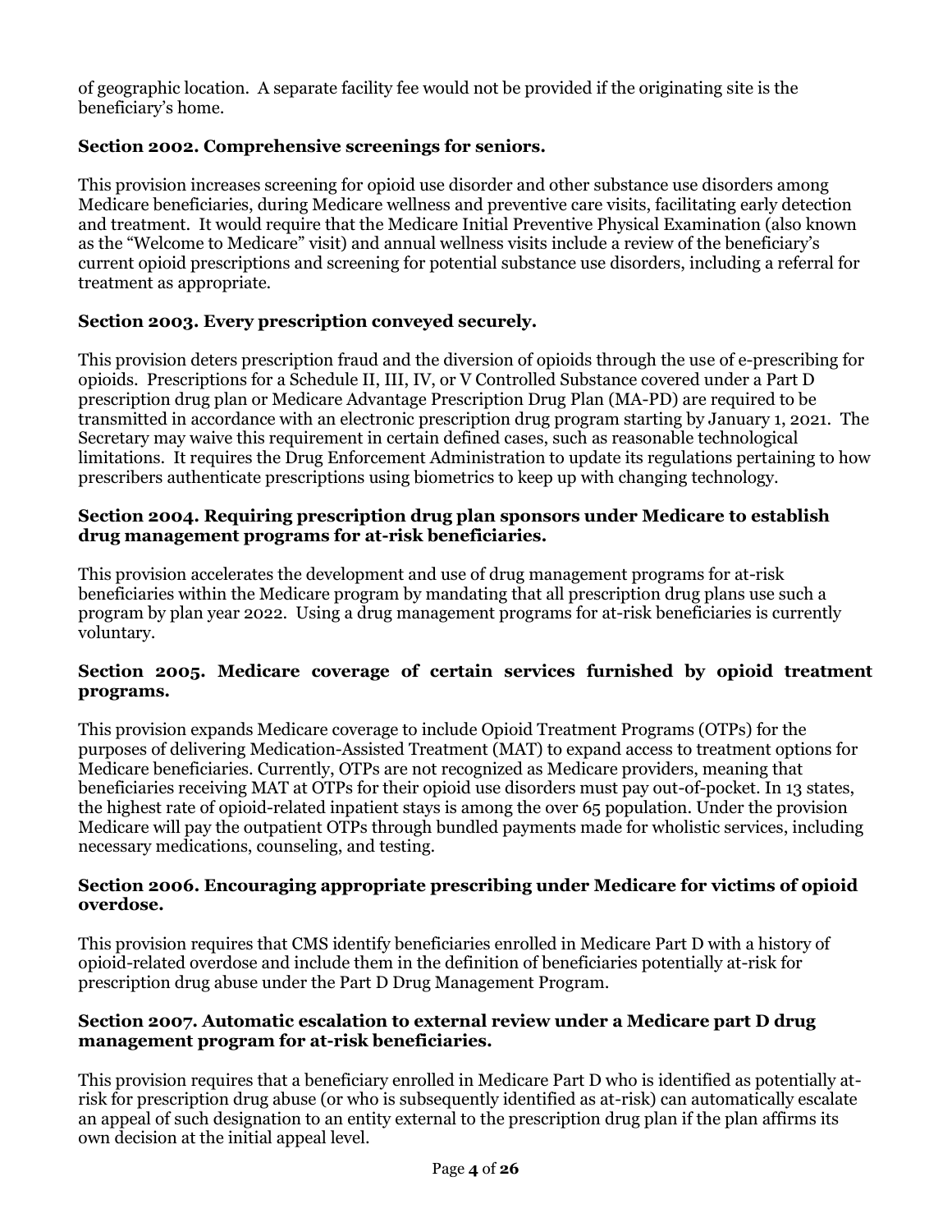of geographic location. A separate facility fee would not be provided if the originating site is the beneficiary's home.

**Section 2002. Comprehensive screenings for seniors.**

This provision increases screening for opioid use disorder and other substance use disorders among Medicare beneficiaries, during Medicare wellness and preventive care visits, facilitating early detection and treatment. It would require that the Medicare Initial Preventive Physical Examination (also known as the "Welcome to Medicare" visit) and annual wellness visits include a review of the beneficiary's current opioid prescriptions and screening for potential substance use disorders, including a referral for treatment as appropriate.

**Section 2003. Every prescription conveyed securely.**

This provision deters prescription fraud and the diversion of opioids through the use of e-prescribing for opioids. Prescriptions for a Schedule II, III, IV, or V Controlled Substance covered under a Part D prescription drug plan or Medicare Advantage Prescription Drug Plan (MA-PD) are required to be transmitted in accordance with an electronic prescription drug program starting by January 1, 2021. The Secretary may waive this requirement in certain defined cases, such as reasonable technological limitations. It requires the Drug Enforcement Administration to update its regulations pertaining to how prescribers authenticate prescriptions using biometrics to keep up with changing technology.

**Section 2004. Requiring prescription drug plan sponsors under Medicare to establish drug management programs for at-risk beneficiaries.**

This provision accelerates the development and use of drug management programs for at-risk beneficiaries within the Medicare program by mandating that all prescription drug plans use such a program by plan year 2022. Using a drug management programs for at-risk beneficiaries is currently voluntary.

**Section 2005. Medicare coverage of certain services furnished by opioid treatment programs.**

This provision expands Medicare coverage to include Opioid Treatment Programs (OTPs) for the purposes of delivering Medication-Assisted Treatment (MAT) to expand access to treatment options for Medicare beneficiaries. Currently, OTPs are not recognized as Medicare providers, meaning that beneficiaries receiving MAT at OTPs for their opioid use disorders must pay out-of-pocket. In 13 states, the highest rate of opioid-related inpatient stays is among the over 65 population. Under the provision Medicare will pay the outpatient OTPs through bundled payments made for wholistic services, including necessary medications, counseling, and testing.

**Section 2006. Encouraging appropriate prescribing under Medicare for victims of opioid overdose.**

This provision requires that CMS identify beneficiaries enrolled in Medicare Part D with a history of opioid-related overdose and include them in the definition of beneficiaries potentially at-risk for prescription drug abuse under the Part D Drug Management Program.

**Section 2007. Automatic escalation to external review under a Medicare part D drug management program for at-risk beneficiaries.**

This provision requires that a beneficiary enrolled in Medicare Part D who is identified as potentially at-risk for prescription drug abuse (or who is subsequently identified as at-risk) can automatically escalate an appeal of such designation to an entity external to the prescription drug plan if the plan affirms its own decision at the initial appeal level.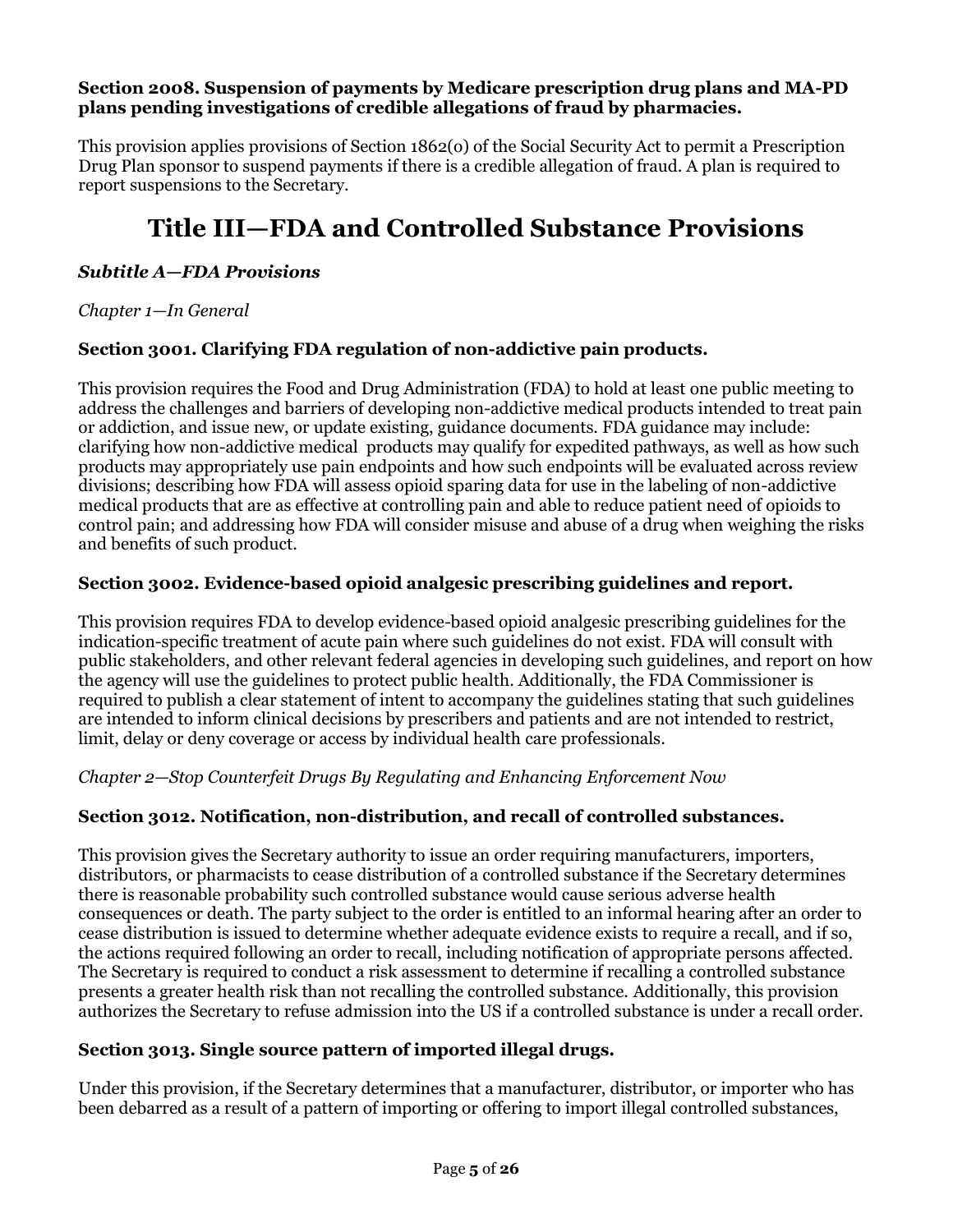**Section 2008. Suspension of payments by Medicare prescription drug plans and MA-PD plans pending investigations of credible allegations of fraud by pharmacies.**

This provision applies provisions of Section 1862(o) of the Social Security Act to permit a Prescription Drug Plan sponsor to suspend payments if there is a credible allegation of fraud. A plan is required to report suspensions to the Secretary.

# Title III—FDA and Controlled Substance Provisions

## *Subtitle A—FDA Provisions*

*Chapter 1—In General*

### Section 3001. Clarifying FDA regulation of non-addictive pain products.

This provision requires the Food and Drug Administration (FDA) to hold at least one public meeting to address the challenges and barriers of developing non-addictive medical products intended to treat pain or addiction, and issue new, or update existing, guidance documents. FDA guidance may include: clarifying how non-addictive medical products may qualify for expedited pathways, as well as how such products may appropriately use pain endpoints and how such endpoints will be evaluated across review divisions; describing how FDA will assess opioid sparing data for use in the labeling of non-addictive medical products that are as effective at controlling pain and able to reduce patient need of opioids to control pain; and addressing how FDA will consider misuse and abuse of a drug when weighing the risks and benefits of such product.

### Section 3002. Evidence-based opioid analgesic prescribing guidelines and report.

This provision requires FDA to develop evidence-based opioid analgesic prescribing guidelines for the indication-specific treatment of acute pain where such guidelines do not exist. FDA will consult with public stakeholders, and other relevant federal agencies in developing such guidelines, and report on how the agency will use the guidelines to protect public health. Additionally, the FDA Commissioner is required to publish a clear statement of intent to accompany the guidelines stating that such guidelines are intended to inform clinical decisions by prescribers and patients and are not intended to restrict, limit, delay or deny coverage or access by individual health care professionals.

*Chapter 2—Stop Counterfeit Drugs By Regulating and Enhancing Enforcement Now*

### Section 3012. Notification, non-distribution, and recall of controlled substances.

This provision gives the Secretary authority to issue an order requiring manufacturers, importers, distributors, or pharmacists to cease distribution of a controlled substance if the Secretary determines there is reasonable probability such controlled substance would cause serious adverse health consequences or death. The party subject to the order is entitled to an informal hearing after an order to cease distribution is issued to determine whether adequate evidence exists to require a recall, and if so, the actions required following an order to recall, including notification of appropriate persons affected. The Secretary is required to conduct a risk assessment to determine if recalling a controlled substance presents a greater health risk than not recalling the controlled substance. Additionally, this provision authorizes the Secretary to refuse admission into the US if a controlled substance is under a recall order.

### Section 3013. Single source pattern of imported illegal drugs.

Under this provision, if the Secretary determines that a manufacturer, distributor, or importer who has been debarred as a result of a pattern of importing or offering to import illegal controlled substances,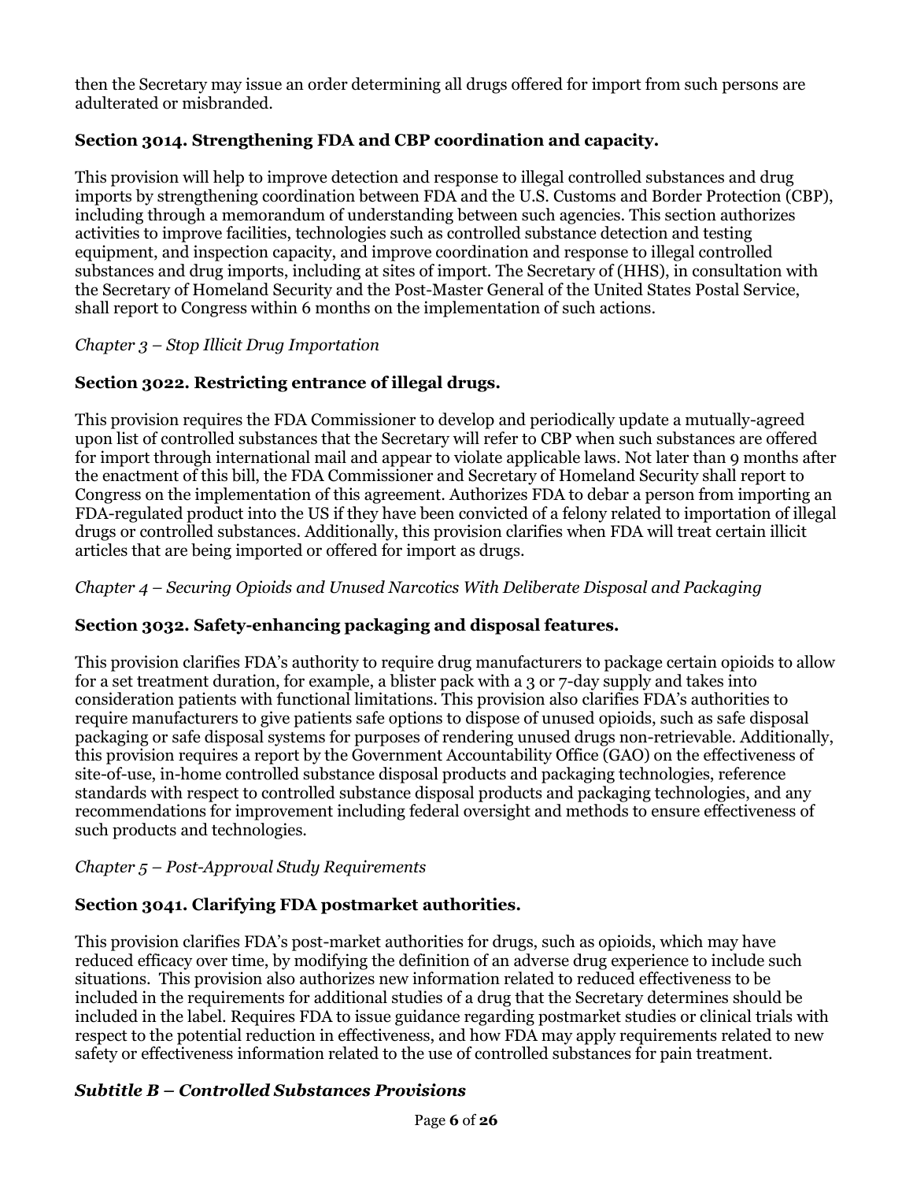then the Secretary may issue an order determining all drugs offered for import from such persons are adulterated or misbranded.

### Section 3014. Strengthening FDA and CBP coordination and capacity.

This provision will help to improve detection and response to illegal controlled substances and drug imports by strengthening coordination between FDA and the U.S. Customs and Border Protection (CBP), including through a memorandum of understanding between such agencies. This section authorizes activities to improve facilities, technologies such as controlled substance detection and testing equipment, and inspection capacity, and improve coordination and response to illegal controlled substances and drug imports, including at sites of import. The Secretary of (HHS), in consultation with the Secretary of Homeland Security and the Post-Master General of the United States Postal Service, shall report to Congress within 6 months on the implementation of such actions.

*Chapter 3 – Stop Illicit Drug Importation*

### Section 3022. Restricting entrance of illegal drugs.

This provision requires the FDA Commissioner to develop and periodically update a mutually-agreed upon list of controlled substances that the Secretary will refer to CBP when such substances are offered for import through international mail and appear to violate applicable laws. Not later than 9 months after the enactment of this bill, the FDA Commissioner and Secretary of Homeland Security shall report to Congress on the implementation of this agreement. Authorizes FDA to debar a person from importing an FDA-regulated product into the US if they have been convicted of a felony related to importation of illegal drugs or controlled substances. Additionally, this provision clarifies when FDA will treat certain illicit articles that are being imported or offered for import as drugs.

*Chapter 4 – Securing Opioids and Unused Narcotics With Deliberate Disposal and Packaging*

### Section 3032. Safety-enhancing packaging and disposal features.

This provision clarifies FDA's authority to require drug manufacturers to package certain opioids to allow for a set treatment duration, for example, a blister pack with a 3 or 7-day supply and takes into consideration patients with functional limitations. This provision also clarifies FDA's authorities to require manufacturers to give patients safe options to dispose of unused opioids, such as safe disposal packaging or safe disposal systems for purposes of rendering unused drugs non-retrievable. Additionally, this provision requires a report by the Government Accountability Office (GAO) on the effectiveness of site-of-use, in-home controlled substance disposal products and packaging technologies, reference standards with respect to controlled substance disposal products and packaging technologies, and any recommendations for improvement including federal oversight and methods to ensure effectiveness of such products and technologies.

*Chapter 5 – Post-Approval Study Requirements*

### Section 3041. Clarifying FDA postmarket authorities.

This provision clarifies FDA's post-market authorities for drugs, such as opioids, which may have reduced efficacy over time, by modifying the definition of an adverse drug experience to include such situations. This provision also authorizes new information related to reduced effectiveness to be included in the requirements for additional studies of a drug that the Secretary determines should be included in the label. Requires FDA to issue guidance regarding postmarket studies or clinical trials with respect to the potential reduction in effectiveness, and how FDA may apply requirements related to new safety or effectiveness information related to the use of controlled substances for pain treatment.

## *Subtitle B – Controlled Substances Provisions*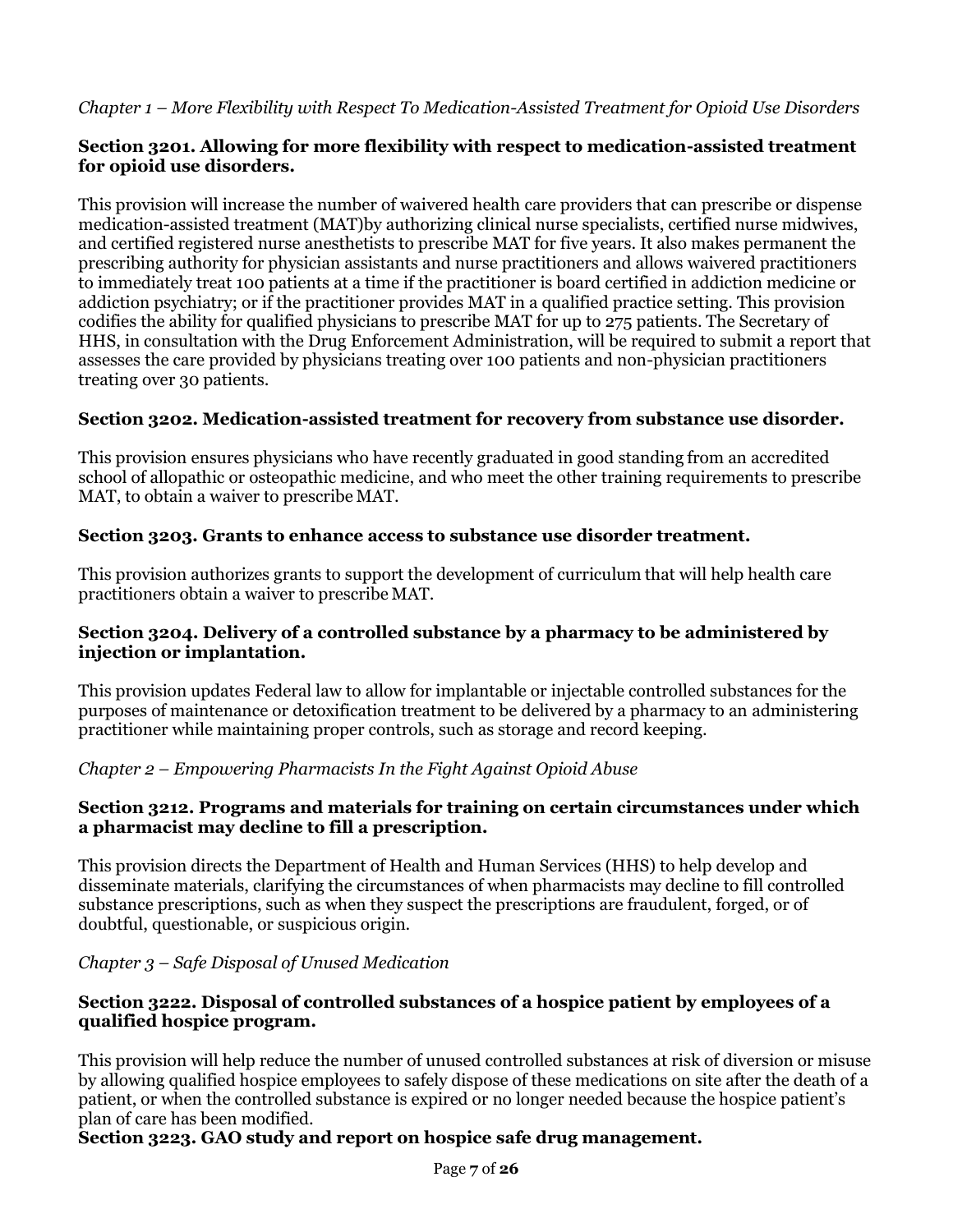*Chapter 1 – More Flexibility with Respect To Medication-Assisted Treatment for Opioid Use Disorders*

**Section 3201. Allowing for more flexibility with respect to medication-assisted treatment for opioid use disorders.**

This provision will increase the number of waivered health care providers that can prescribe or dispense medication-assisted treatment (MAT)by authorizing clinical nurse specialists, certified nurse midwives, and certified registered nurse anesthetists to prescribe MAT for five years. It also makes permanent the prescribing authority for physician assistants and nurse practitioners and allows waivered practitioners to immediately treat 100 patients at a time if the practitioner is board certified in addiction medicine or addiction psychiatry; or if the practitioner provides MAT in a qualified practice setting. This provision codifies the ability for qualified physicians to prescribe MAT for up to 275 patients. The Secretary of HHS, in consultation with the Drug Enforcement Administration, will be required to submit a report that assesses the care provided by physicians treating over 100 patients and non-physician practitioners treating over 30 patients.

**Section 3202. Medication-assisted treatment for recovery from substance use disorder.**

This provision ensures physicians who have recently graduated in good standing from an accredited school of allopathic or osteopathic medicine, and who meet the other training requirements to prescribe MAT, to obtain a waiver to prescribe MAT.

**Section 3203. Grants to enhance access to substance use disorder treatment.**

This provision authorizes grants to support the development of curriculum that will help health care practitioners obtain a waiver to prescribe MAT.

**Section 3204. Delivery of a controlled substance by a pharmacy to be administered by injection or implantation.**

This provision updates Federal law to allow for implantable or injectable controlled substances for the purposes of maintenance or detoxification treatment to be delivered by a pharmacy to an administering practitioner while maintaining proper controls, such as storage and record keeping.

*Chapter 2 – Empowering Pharmacists In the Fight Against Opioid Abuse*

**Section 3212. Programs and materials for training on certain circumstances under which a pharmacist may decline to fill a prescription.**

This provision directs the Department of Health and Human Services (HHS) to help develop and disseminate materials, clarifying the circumstances of when pharmacists may decline to fill controlled substance prescriptions, such as when they suspect the prescriptions are fraudulent, forged, or of doubtful, questionable, or suspicious origin.

*Chapter 3 – Safe Disposal of Unused Medication*

**Section 3222. Disposal of controlled substances of a hospice patient by employees of a qualified hospice program.**

This provision will help reduce the number of unused controlled substances at risk of diversion or misuse by allowing qualified hospice employees to safely dispose of these medications on site after the death of a patient, or when the controlled substance is expired or no longer needed because the hospice patient's plan of care has been modified.

**Section 3223. GAO study and report on hospice safe drug management.**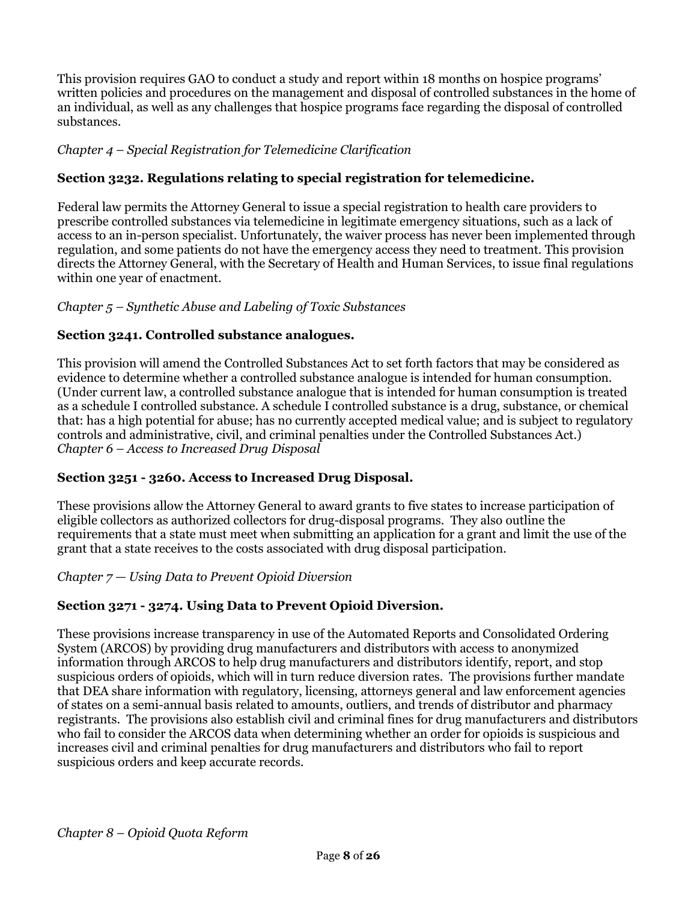This provision requires GAO to conduct a study and report within 18 months on hospice programs' written policies and procedures on the management and disposal of controlled substances in the home of an individual, as well as any challenges that hospice programs face regarding the disposal of controlled substances.

*Chapter 4 – Special Registration for Telemedicine Clarification*

**Section 3232. Regulations relating to special registration for telemedicine.**

Federal law permits the Attorney General to issue a special registration to health care providers to prescribe controlled substances via telemedicine in legitimate emergency situations, such as a lack of access to an in-person specialist. Unfortunately, the waiver process has never been implemented through regulation, and some patients do not have the emergency access they need to treatment. This provision directs the Attorney General, with the Secretary of Health and Human Services, to issue final regulations within one year of enactment.

*Chapter 5 – Synthetic Abuse and Labeling of Toxic Substances*

**Section 3241. Controlled substance analogues.**

This provision will amend the Controlled Substances Act to set forth factors that may be considered as evidence to determine whether a controlled substance analogue is intended for human consumption. (Under current law, a controlled substance analogue that is intended for human consumption is treated as a schedule I controlled substance. A schedule I controlled substance is a drug, substance, or chemical that: has a high potential for abuse; has no currently accepted medical value; and is subject to regulatory controls and administrative, civil, and criminal penalties under the Controlled Substances Act.)

*Chapter 6 – Access to Increased Drug Disposal*

**Section 3251 - 3260. Access to Increased Drug Disposal.**

These provisions allow the Attorney General to award grants to five states to increase participation of eligible collectors as authorized collectors for drug-disposal programs. They also outline the requirements that a state must meet when submitting an application for a grant and limit the use of the grant that a state receives to the costs associated with drug disposal participation.

*Chapter 7 — Using Data to Prevent Opioid Diversion*

**Section 3271 - 3274. Using Data to Prevent Opioid Diversion.**

These provisions increase transparency in use of the Automated Reports and Consolidated Ordering System (ARCOS) by providing drug manufacturers and distributors with access to anonymized information through ARCOS to help drug manufacturers and distributors identify, report, and stop suspicious orders of opioids, which will in turn reduce diversion rates. The provisions further mandate that DEA share information with regulatory, licensing, attorneys general and law enforcement agencies of states on a semi-annual basis related to amounts, outliers, and trends of distributor and pharmacy registrants. The provisions also establish civil and criminal fines for drug manufacturers and distributors who fail to consider the ARCOS data when determining whether an order for opioids is suspicious and increases civil and criminal penalties for drug manufacturers and distributors who fail to report suspicious orders and keep accurate records.

*Chapter 8 – Opioid Quota Reform*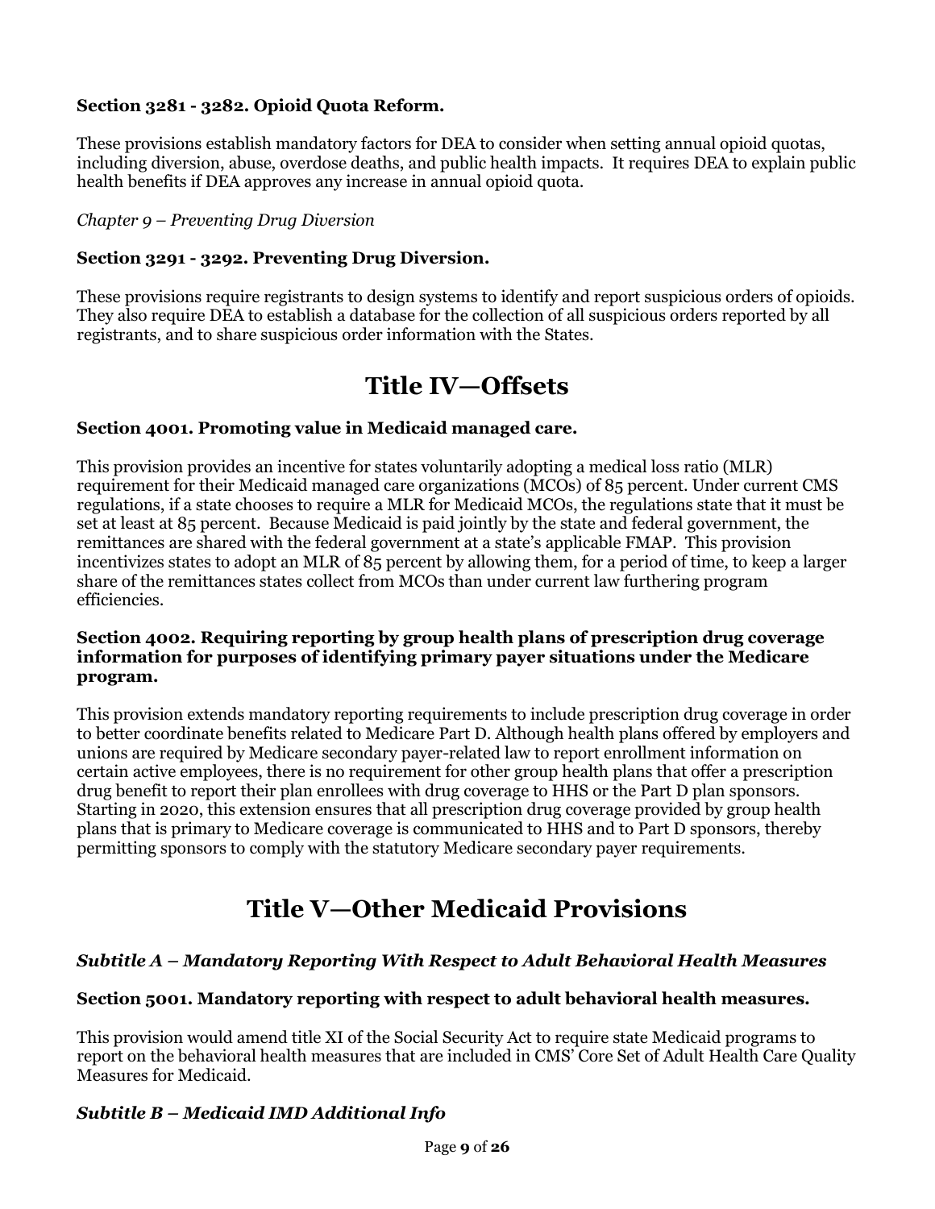**Section 3281 - 3282. Opioid Quota Reform.**

These provisions establish mandatory factors for DEA to consider when setting annual opioid quotas, including diversion, abuse, overdose deaths, and public health impacts. It requires DEA to explain public health benefits if DEA approves any increase in annual opioid quota.

*Chapter 9 – Preventing Drug Diversion*

**Section 3291 - 3292. Preventing Drug Diversion.**

These provisions require registrants to design systems to identify and report suspicious orders of opioids. They also require DEA to establish a database for the collection of all suspicious orders reported by all registrants, and to share suspicious order information with the States.

# Title IV—Offsets

**Section 4001. Promoting value in Medicaid managed care.**

This provision provides an incentive for states voluntarily adopting a medical loss ratio (MLR) requirement for their Medicaid managed care organizations (MCOs) of 85 percent. Under current CMS regulations, if a state chooses to require a MLR for Medicaid MCOs, the regulations state that it must be set at least at 85 percent. Because Medicaid is paid jointly by the state and federal government, the remittances are shared with the federal government at a state's applicable FMAP. This provision incentivizes states to adopt an MLR of 85 percent by allowing them, for a period of time, to keep a larger share of the remittances states collect from MCOs than under current law furthering program efficiencies.

**Section 4002. Requiring reporting by group health plans of prescription drug coverage information for purposes of identifying primary payer situations under the Medicare program.**

This provision extends mandatory reporting requirements to include prescription drug coverage in order to better coordinate benefits related to Medicare Part D. Although health plans offered by employers and unions are required by Medicare secondary payer-related law to report enrollment information on certain active employees, there is no requirement for other group health plans that offer a prescription drug benefit to report their plan enrollees with drug coverage to HHS or the Part D plan sponsors. Starting in 2020, this extension ensures that all prescription drug coverage provided by group health plans that is primary to Medicare coverage is communicated to HHS and to Part D sponsors, thereby permitting sponsors to comply with the statutory Medicare secondary payer requirements.

# Title V—Other Medicaid Provisions

***Subtitle A – Mandatory Reporting With Respect to Adult Behavioral Health Measures***

**Section 5001. Mandatory reporting with respect to adult behavioral health measures.**

This provision would amend title XI of the Social Security Act to require state Medicaid programs to report on the behavioral health measures that are included in CMS' Core Set of Adult Health Care Quality Measures for Medicaid.

***Subtitle B – Medicaid IMD Additional Info***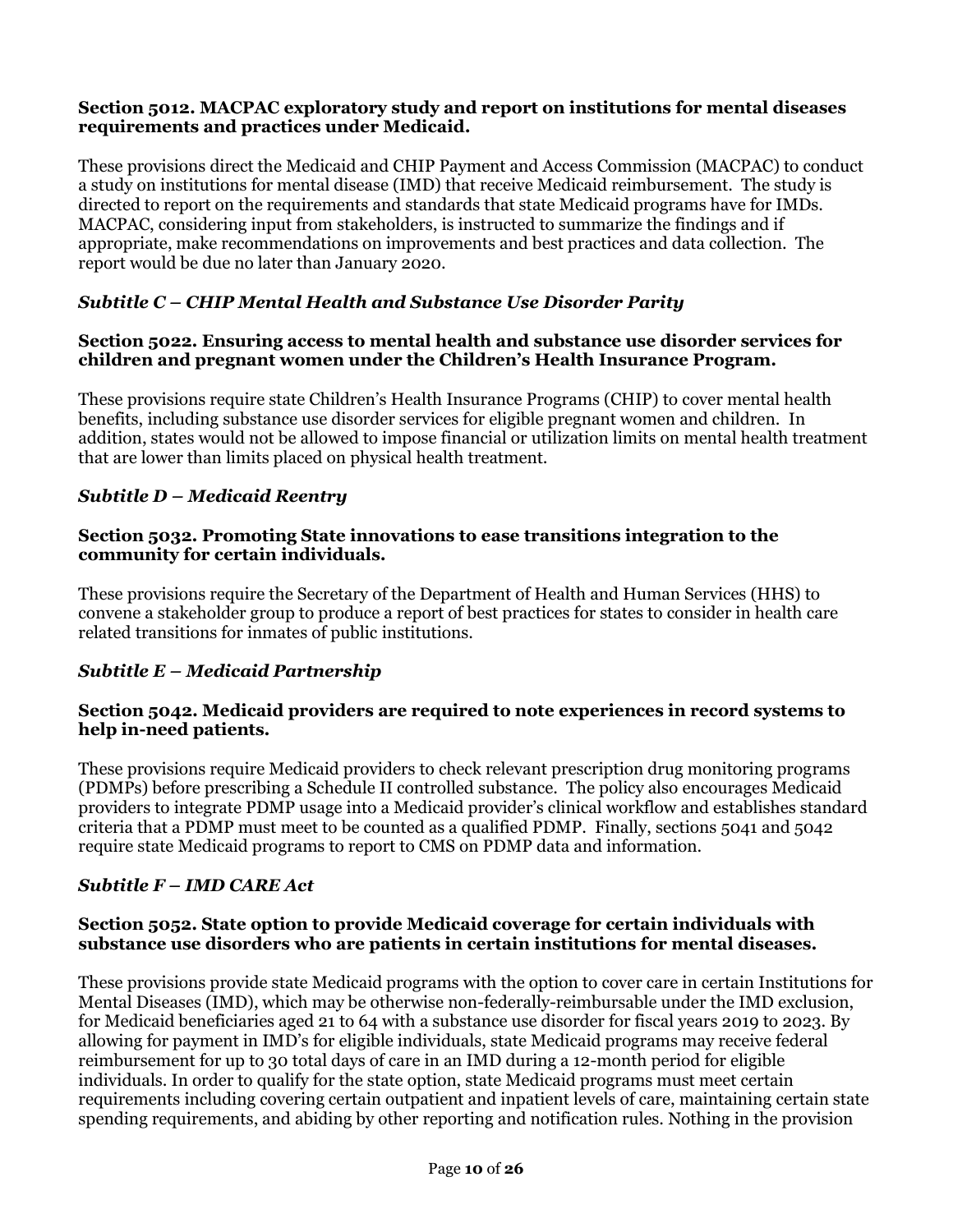**Section 5012. MACPAC exploratory study and report on institutions for mental diseases requirements and practices under Medicaid.**

These provisions direct the Medicaid and CHIP Payment and Access Commission (MACPAC) to conduct a study on institutions for mental disease (IMD) that receive Medicaid reimbursement. The study is directed to report on the requirements and standards that state Medicaid programs have for IMDs. MACPAC, considering input from stakeholders, is instructed to summarize the findings and if appropriate, make recommendations on improvements and best practices and data collection. The report would be due no later than January 2020.

***Subtitle C – CHIP Mental Health and Substance Use Disorder Parity***

**Section 5022. Ensuring access to mental health and substance use disorder services for children and pregnant women under the Children's Health Insurance Program.**

These provisions require state Children's Health Insurance Programs (CHIP) to cover mental health benefits, including substance use disorder services for eligible pregnant women and children. In addition, states would not be allowed to impose financial or utilization limits on mental health treatment that are lower than limits placed on physical health treatment.

***Subtitle D – Medicaid Reentry***

**Section 5032. Promoting State innovations to ease transitions integration to the community for certain individuals.**

These provisions require the Secretary of the Department of Health and Human Services (HHS) to convene a stakeholder group to produce a report of best practices for states to consider in health care related transitions for inmates of public institutions.

***Subtitle E – Medicaid Partnership***

**Section 5042. Medicaid providers are required to note experiences in record systems to help in-need patients.**

These provisions require Medicaid providers to check relevant prescription drug monitoring programs (PDMPs) before prescribing a Schedule II controlled substance. The policy also encourages Medicaid providers to integrate PDMP usage into a Medicaid provider's clinical workflow and establishes standard criteria that a PDMP must meet to be counted as a qualified PDMP. Finally, sections 5041 and 5042 require state Medicaid programs to report to CMS on PDMP data and information.

***Subtitle F – IMD CARE Act***

**Section 5052. State option to provide Medicaid coverage for certain individuals with substance use disorders who are patients in certain institutions for mental diseases.**

These provisions provide state Medicaid programs with the option to cover care in certain Institutions for Mental Diseases (IMD), which may be otherwise non-federally-reimbursable under the IMD exclusion, for Medicaid beneficiaries aged 21 to 64 with a substance use disorder for fiscal years 2019 to 2023. By allowing for payment in IMD's for eligible individuals, state Medicaid programs may receive federal reimbursement for up to 30 total days of care in an IMD during a 12-month period for eligible individuals. In order to qualify for the state option, state Medicaid programs must meet certain requirements including covering certain outpatient and inpatient levels of care, maintaining certain state spending requirements, and abiding by other reporting and notification rules. Nothing in the provision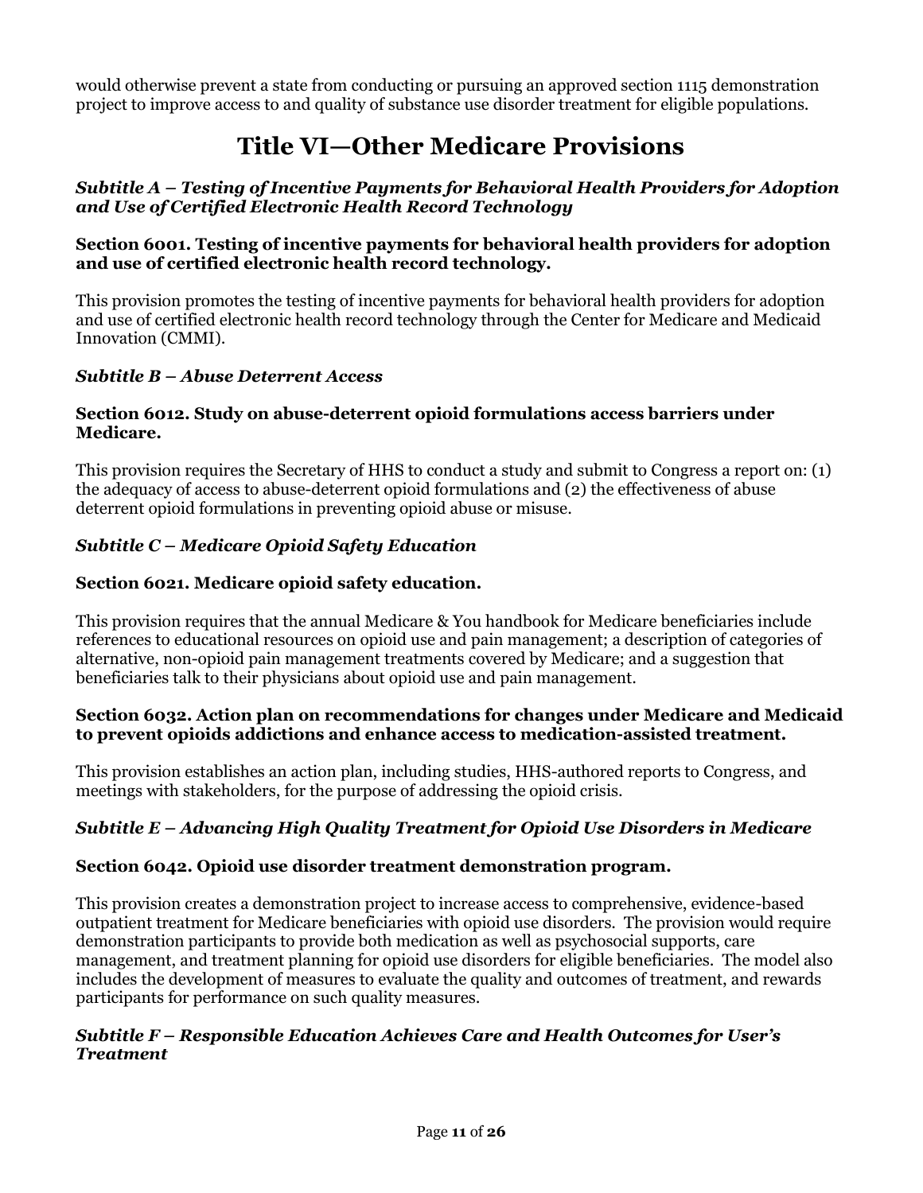would otherwise prevent a state from conducting or pursuing an approved section 1115 demonstration project to improve access to and quality of substance use disorder treatment for eligible populations.

# Title VI—Other Medicare Provisions

### *Subtitle A – Testing of Incentive Payments for Behavioral Health Providers for Adoption and Use of Certified Electronic Health Record Technology*

#### Section 6001. Testing of incentive payments for behavioral health providers for adoption and use of certified electronic health record technology.

This provision promotes the testing of incentive payments for behavioral health providers for adoption and use of certified electronic health record technology through the Center for Medicare and Medicaid Innovation (CMMI).

### *Subtitle B – Abuse Deterrent Access*

#### Section 6012. Study on abuse-deterrent opioid formulations access barriers under Medicare.

This provision requires the Secretary of HHS to conduct a study and submit to Congress a report on: (1) the adequacy of access to abuse-deterrent opioid formulations and (2) the effectiveness of abuse deterrent opioid formulations in preventing opioid abuse or misuse.

### *Subtitle C – Medicare Opioid Safety Education*

#### Section 6021. Medicare opioid safety education.

This provision requires that the annual Medicare & You handbook for Medicare beneficiaries include references to educational resources on opioid use and pain management; a description of categories of alternative, non-opioid pain management treatments covered by Medicare; and a suggestion that beneficiaries talk to their physicians about opioid use and pain management.

#### Section 6032. Action plan on recommendations for changes under Medicare and Medicaid to prevent opioids addictions and enhance access to medication-assisted treatment.

This provision establishes an action plan, including studies, HHS-authored reports to Congress, and meetings with stakeholders, for the purpose of addressing the opioid crisis.

### *Subtitle E – Advancing High Quality Treatment for Opioid Use Disorders in Medicare*

#### Section 6042. Opioid use disorder treatment demonstration program.

This provision creates a demonstration project to increase access to comprehensive, evidence-based outpatient treatment for Medicare beneficiaries with opioid use disorders. The provision would require demonstration participants to provide both medication as well as psychosocial supports, care management, and treatment planning for opioid use disorders for eligible beneficiaries. The model also includes the development of measures to evaluate the quality and outcomes of treatment, and rewards participants for performance on such quality measures.

### *Subtitle F – Responsible Education Achieves Care and Health Outcomes for User's Treatment*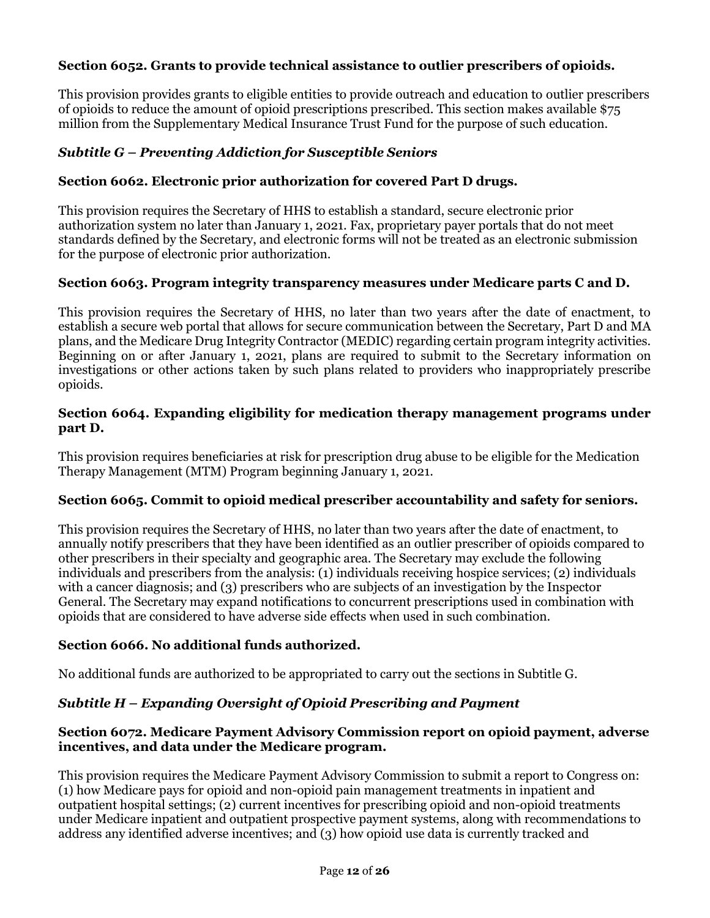### Section 6052. Grants to provide technical assistance to outlier prescribers of opioids.

This provision provides grants to eligible entities to provide outreach and education to outlier prescribers of opioids to reduce the amount of opioid prescriptions prescribed. This section makes available $75 million from the Supplementary Medical Insurance Trust Fund for the purpose of such education.

## *Subtitle G – Preventing Addiction for Susceptible Seniors*

### Section 6062. Electronic prior authorization for covered Part D drugs.

This provision requires the Secretary of HHS to establish a standard, secure electronic prior authorization system no later than January 1, 2021. Fax, proprietary payer portals that do not meet standards defined by the Secretary, and electronic forms will not be treated as an electronic submission for the purpose of electronic prior authorization.

### Section 6063. Program integrity transparency measures under Medicare parts C and D.

This provision requires the Secretary of HHS, no later than two years after the date of enactment, to establish a secure web portal that allows for secure communication between the Secretary, Part D and MA plans, and the Medicare Drug Integrity Contractor (MEDIC) regarding certain program integrity activities. Beginning on or after January 1, 2021, plans are required to submit to the Secretary information on investigations or other actions taken by such plans related to providers who inappropriately prescribe opioids.

### Section 6064. Expanding eligibility for medication therapy management programs under part D.

This provision requires beneficiaries at risk for prescription drug abuse to be eligible for the Medication Therapy Management (MTM) Program beginning January 1, 2021.

### Section 6065. Commit to opioid medical prescriber accountability and safety for seniors.

This provision requires the Secretary of HHS, no later than two years after the date of enactment, to annually notify prescribers that they have been identified as an outlier prescriber of opioids compared to other prescribers in their specialty and geographic area. The Secretary may exclude the following individuals and prescribers from the analysis: (1) individuals receiving hospice services; (2) individuals with a cancer diagnosis; and (3) prescribers who are subjects of an investigation by the Inspector General. The Secretary may expand notifications to concurrent prescriptions used in combination with opioids that are considered to have adverse side effects when used in such combination.

### Section 6066. No additional funds authorized.

No additional funds are authorized to be appropriated to carry out the sections in Subtitle G.

## *Subtitle H – Expanding Oversight of Opioid Prescribing and Payment*

### Section 6072. Medicare Payment Advisory Commission report on opioid payment, adverse incentives, and data under the Medicare program.

This provision requires the Medicare Payment Advisory Commission to submit a report to Congress on: (1) how Medicare pays for opioid and non-opioid pain management treatments in inpatient and outpatient hospital settings; (2) current incentives for prescribing opioid and non-opioid treatments under Medicare inpatient and outpatient prospective payment systems, along with recommendations to address any identified adverse incentives; and (3) how opioid use data is currently tracked and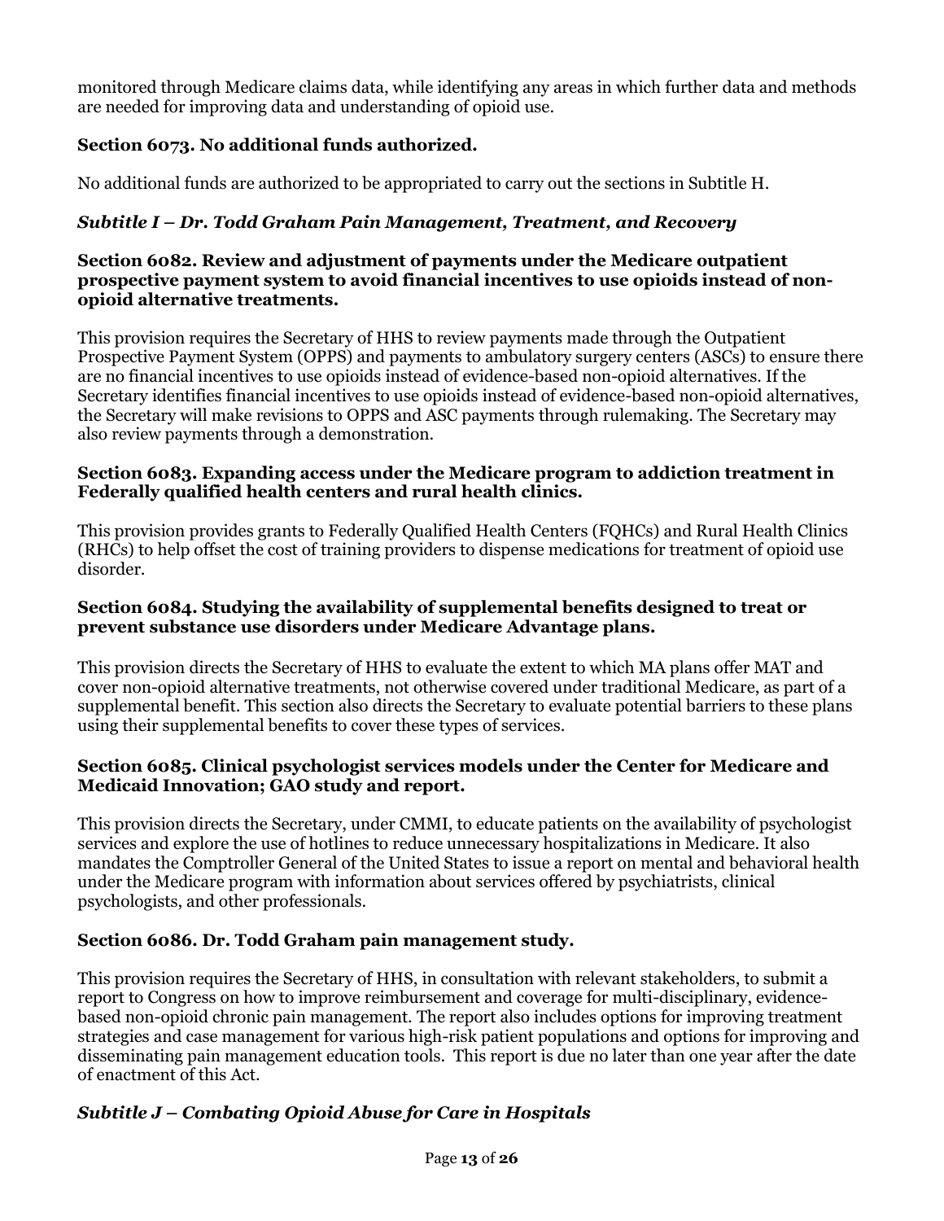monitored through Medicare claims data, while identifying any areas in which further data and methods are needed for improving data and understanding of opioid use.

### Section 6073. No additional funds authorized.

No additional funds are authorized to be appropriated to carry out the sections in Subtitle H.

## *Subtitle I – Dr. Todd Graham Pain Management, Treatment, and Recovery*

### Section 6082. Review and adjustment of payments under the Medicare outpatient prospective payment system to avoid financial incentives to use opioids instead of non-opioid alternative treatments.

This provision requires the Secretary of HHS to review payments made through the Outpatient Prospective Payment System (OPPS) and payments to ambulatory surgery centers (ASCs) to ensure there are no financial incentives to use opioids instead of evidence-based non-opioid alternatives. If the Secretary identifies financial incentives to use opioids instead of evidence-based non-opioid alternatives, the Secretary will make revisions to OPPS and ASC payments through rulemaking. The Secretary may also review payments through a demonstration.

### Section 6083. Expanding access under the Medicare program to addiction treatment in Federally qualified health centers and rural health clinics.

This provision provides grants to Federally Qualified Health Centers (FQHCs) and Rural Health Clinics (RHCs) to help offset the cost of training providers to dispense medications for treatment of opioid use disorder.

### Section 6084. Studying the availability of supplemental benefits designed to treat or prevent substance use disorders under Medicare Advantage plans.

This provision directs the Secretary of HHS to evaluate the extent to which MA plans offer MAT and cover non-opioid alternative treatments, not otherwise covered under traditional Medicare, as part of a supplemental benefit. This section also directs the Secretary to evaluate potential barriers to these plans using their supplemental benefits to cover these types of services.

### Section 6085. Clinical psychologist services models under the Center for Medicare and Medicaid Innovation; GAO study and report.

This provision directs the Secretary, under CMMI, to educate patients on the availability of psychologist services and explore the use of hotlines to reduce unnecessary hospitalizations in Medicare. It also mandates the Comptroller General of the United States to issue a report on mental and behavioral health under the Medicare program with information about services offered by psychiatrists, clinical psychologists, and other professionals.

### Section 6086. Dr. Todd Graham pain management study.

This provision requires the Secretary of HHS, in consultation with relevant stakeholders, to submit a report to Congress on how to improve reimbursement and coverage for multi-disciplinary, evidence-based non-opioid chronic pain management. The report also includes options for improving treatment strategies and case management for various high-risk patient populations and options for improving and disseminating pain management education tools. This report is due no later than one year after the date of enactment of this Act.

## *Subtitle J – Combating Opioid Abuse for Care in Hospitals*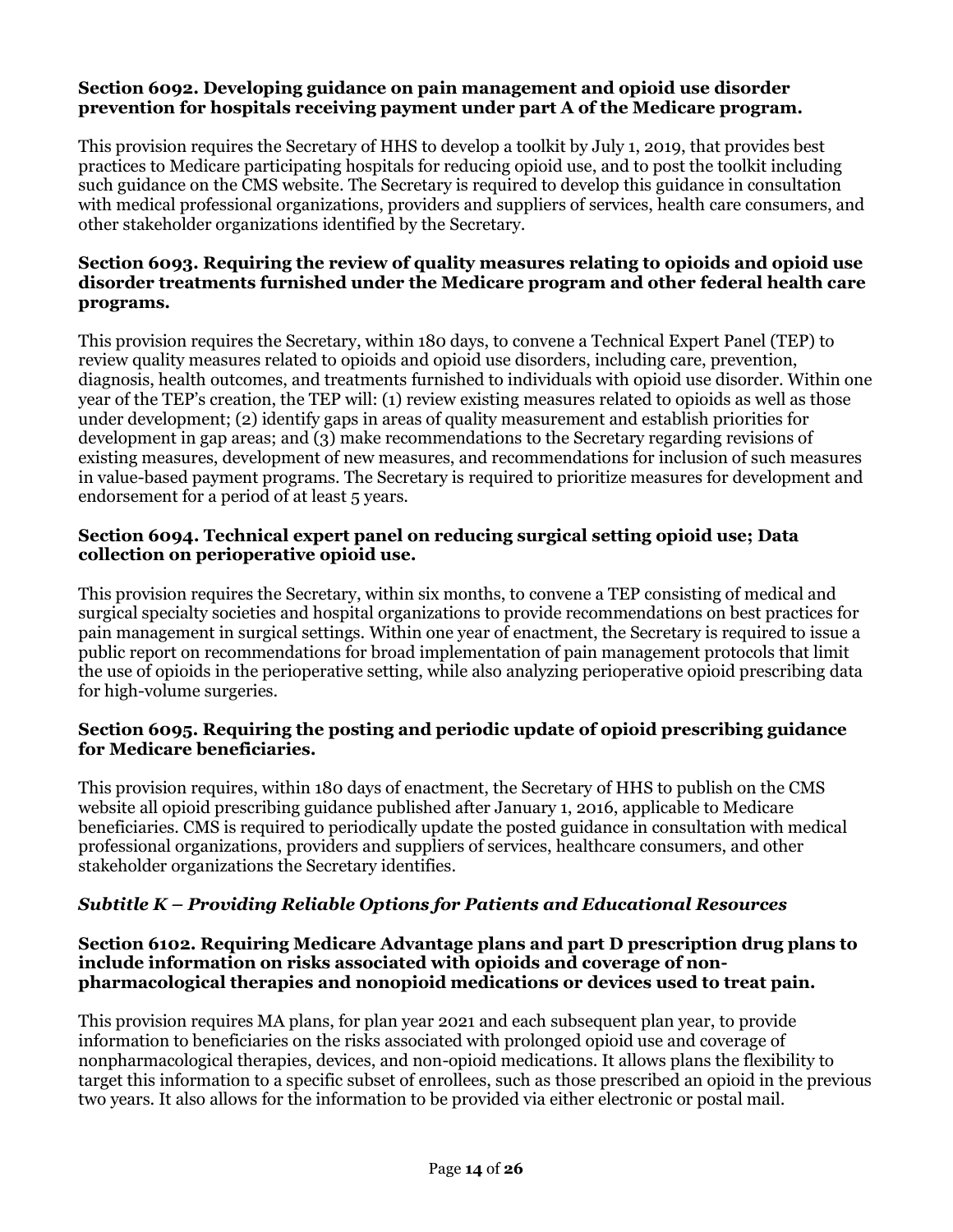**Section 6092. Developing guidance on pain management and opioid use disorder prevention for hospitals receiving payment under part A of the Medicare program.**

This provision requires the Secretary of HHS to develop a toolkit by July 1, 2019, that provides best practices to Medicare participating hospitals for reducing opioid use, and to post the toolkit including such guidance on the CMS website. The Secretary is required to develop this guidance in consultation with medical professional organizations, providers and suppliers of services, health care consumers, and other stakeholder organizations identified by the Secretary.

**Section 6093. Requiring the review of quality measures relating to opioids and opioid use disorder treatments furnished under the Medicare program and other federal health care programs.**

This provision requires the Secretary, within 180 days, to convene a Technical Expert Panel (TEP) to review quality measures related to opioids and opioid use disorders, including care, prevention, diagnosis, health outcomes, and treatments furnished to individuals with opioid use disorder. Within one year of the TEP's creation, the TEP will: (1) review existing measures related to opioids as well as those under development; (2) identify gaps in areas of quality measurement and establish priorities for development in gap areas; and (3) make recommendations to the Secretary regarding revisions of existing measures, development of new measures, and recommendations for inclusion of such measures in value-based payment programs. The Secretary is required to prioritize measures for development and endorsement for a period of at least 5 years.

**Section 6094. Technical expert panel on reducing surgical setting opioid use; Data collection on perioperative opioid use.**

This provision requires the Secretary, within six months, to convene a TEP consisting of medical and surgical specialty societies and hospital organizations to provide recommendations on best practices for pain management in surgical settings. Within one year of enactment, the Secretary is required to issue a public report on recommendations for broad implementation of pain management protocols that limit the use of opioids in the perioperative setting, while also analyzing perioperative opioid prescribing data for high-volume surgeries.

**Section 6095. Requiring the posting and periodic update of opioid prescribing guidance for Medicare beneficiaries.**

This provision requires, within 180 days of enactment, the Secretary of HHS to publish on the CMS website all opioid prescribing guidance published after January 1, 2016, applicable to Medicare beneficiaries. CMS is required to periodically update the posted guidance in consultation with medical professional organizations, providers and suppliers of services, healthcare consumers, and other stakeholder organizations the Secretary identifies.

### *Subtitle K – Providing Reliable Options for Patients and Educational Resources*

**Section 6102. Requiring Medicare Advantage plans and part D prescription drug plans to include information on risks associated with opioids and coverage of non-pharmacological therapies and nonopioid medications or devices used to treat pain.**

This provision requires MA plans, for plan year 2021 and each subsequent plan year, to provide information to beneficiaries on the risks associated with prolonged opioid use and coverage of nonpharmacological therapies, devices, and non-opioid medications. It allows plans the flexibility to target this information to a specific subset of enrollees, such as those prescribed an opioid in the previous two years. It also allows for the information to be provided via either electronic or postal mail.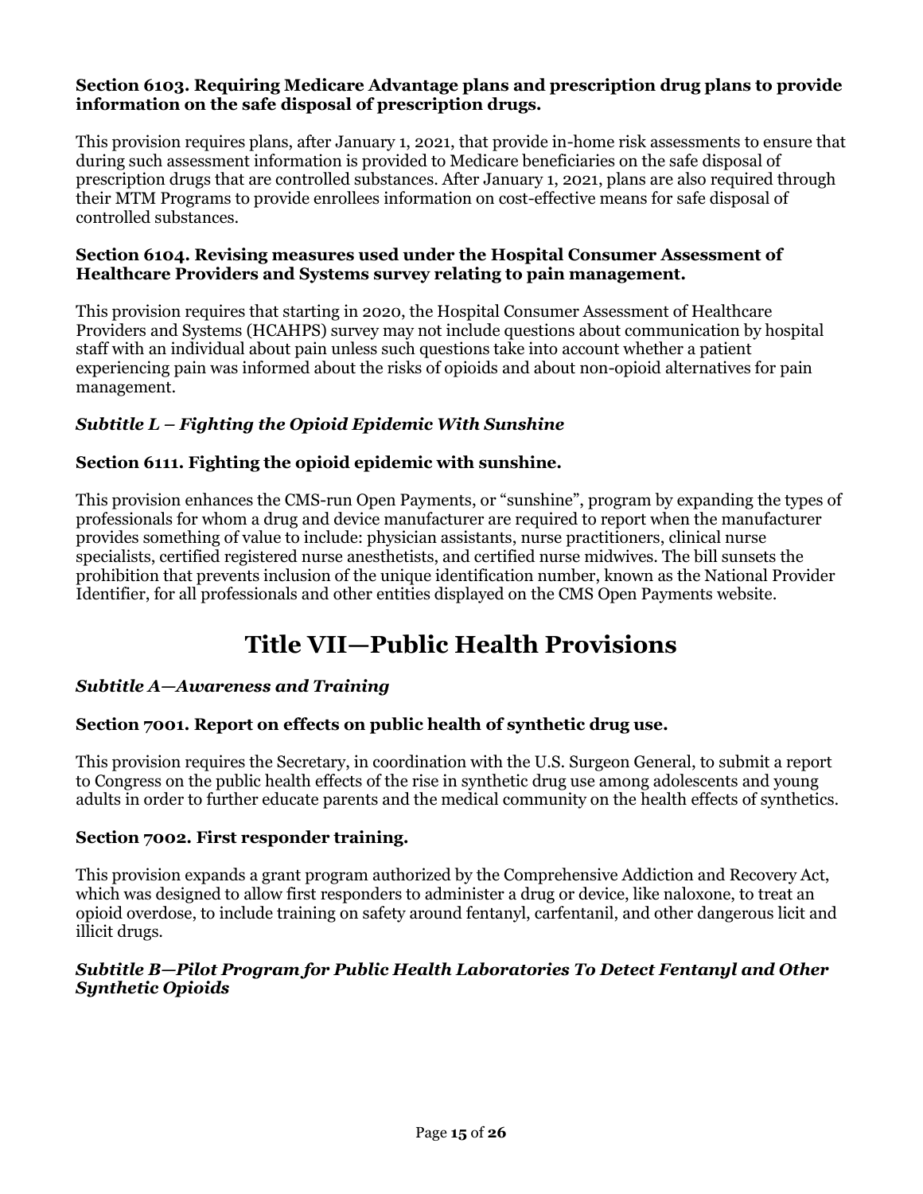**Section 6103. Requiring Medicare Advantage plans and prescription drug plans to provide information on the safe disposal of prescription drugs.**

This provision requires plans, after January 1, 2021, that provide in-home risk assessments to ensure that during such assessment information is provided to Medicare beneficiaries on the safe disposal of prescription drugs that are controlled substances. After January 1, 2021, plans are also required through their MTM Programs to provide enrollees information on cost-effective means for safe disposal of controlled substances.

**Section 6104. Revising measures used under the Hospital Consumer Assessment of Healthcare Providers and Systems survey relating to pain management.**

This provision requires that starting in 2020, the Hospital Consumer Assessment of Healthcare Providers and Systems (HCAHPS) survey may not include questions about communication by hospital staff with an individual about pain unless such questions take into account whether a patient experiencing pain was informed about the risks of opioids and about non-opioid alternatives for pain management.

***Subtitle L – Fighting the Opioid Epidemic With Sunshine***

**Section 6111. Fighting the opioid epidemic with sunshine.**

This provision enhances the CMS-run Open Payments, or "sunshine", program by expanding the types of professionals for whom a drug and device manufacturer are required to report when the manufacturer provides something of value to include: physician assistants, nurse practitioners, clinical nurse specialists, certified registered nurse anesthetists, and certified nurse midwives. The bill sunsets the prohibition that prevents inclusion of the unique identification number, known as the National Provider Identifier, for all professionals and other entities displayed on the CMS Open Payments website.

# Title VII—Public Health Provisions

***Subtitle A—Awareness and Training***

**Section 7001. Report on effects on public health of synthetic drug use.**

This provision requires the Secretary, in coordination with the U.S. Surgeon General, to submit a report to Congress on the public health effects of the rise in synthetic drug use among adolescents and young adults in order to further educate parents and the medical community on the health effects of synthetics.

**Section 7002. First responder training.**

This provision expands a grant program authorized by the Comprehensive Addiction and Recovery Act, which was designed to allow first responders to administer a drug or device, like naloxone, to treat an opioid overdose, to include training on safety around fentanyl, carfentanil, and other dangerous licit and illicit drugs.

***Subtitle B—Pilot Program for Public Health Laboratories To Detect Fentanyl and Other Synthetic Opioids***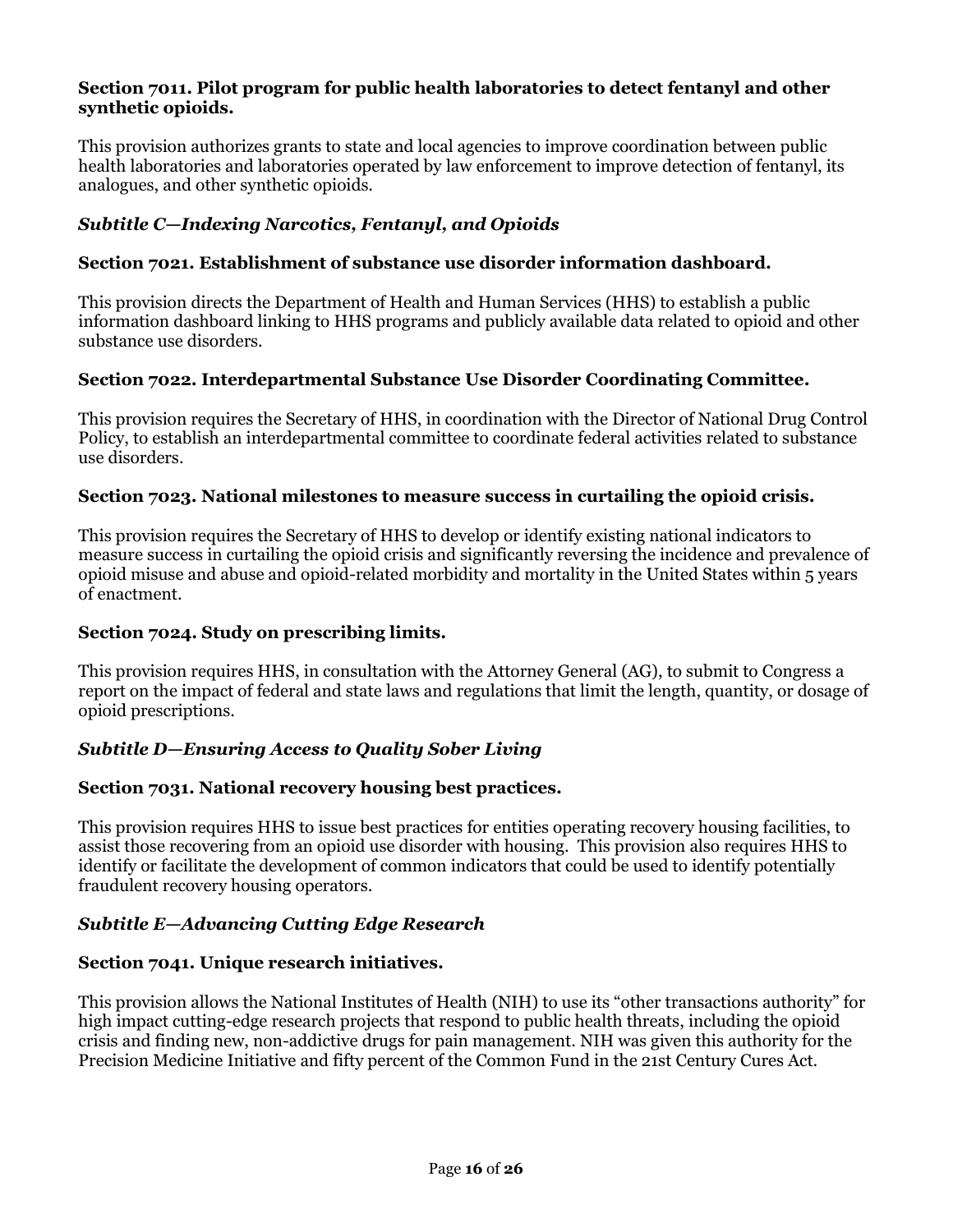**Section 7011. Pilot program for public health laboratories to detect fentanyl and other synthetic opioids.**

This provision authorizes grants to state and local agencies to improve coordination between public health laboratories and laboratories operated by law enforcement to improve detection of fentanyl, its analogues, and other synthetic opioids.

***Subtitle C—Indexing Narcotics, Fentanyl, and Opioids***

**Section 7021. Establishment of substance use disorder information dashboard.**

This provision directs the Department of Health and Human Services (HHS) to establish a public information dashboard linking to HHS programs and publicly available data related to opioid and other substance use disorders.

**Section 7022. Interdepartmental Substance Use Disorder Coordinating Committee.**

This provision requires the Secretary of HHS, in coordination with the Director of National Drug Control Policy, to establish an interdepartmental committee to coordinate federal activities related to substance use disorders.

**Section 7023. National milestones to measure success in curtailing the opioid crisis.**

This provision requires the Secretary of HHS to develop or identify existing national indicators to measure success in curtailing the opioid crisis and significantly reversing the incidence and prevalence of opioid misuse and abuse and opioid-related morbidity and mortality in the United States within 5 years of enactment.

**Section 7024. Study on prescribing limits.**

This provision requires HHS, in consultation with the Attorney General (AG), to submit to Congress a report on the impact of federal and state laws and regulations that limit the length, quantity, or dosage of opioid prescriptions.

***Subtitle D—Ensuring Access to Quality Sober Living***

**Section 7031. National recovery housing best practices.**

This provision requires HHS to issue best practices for entities operating recovery housing facilities, to assist those recovering from an opioid use disorder with housing. This provision also requires HHS to identify or facilitate the development of common indicators that could be used to identify potentially fraudulent recovery housing operators.

***Subtitle E—Advancing Cutting Edge Research***

**Section 7041. Unique research initiatives.**

This provision allows the National Institutes of Health (NIH) to use its "other transactions authority" for high impact cutting-edge research projects that respond to public health threats, including the opioid crisis and finding new, non-addictive drugs for pain management. NIH was given this authority for the Precision Medicine Initiative and fifty percent of the Common Fund in the 21st Century Cures Act.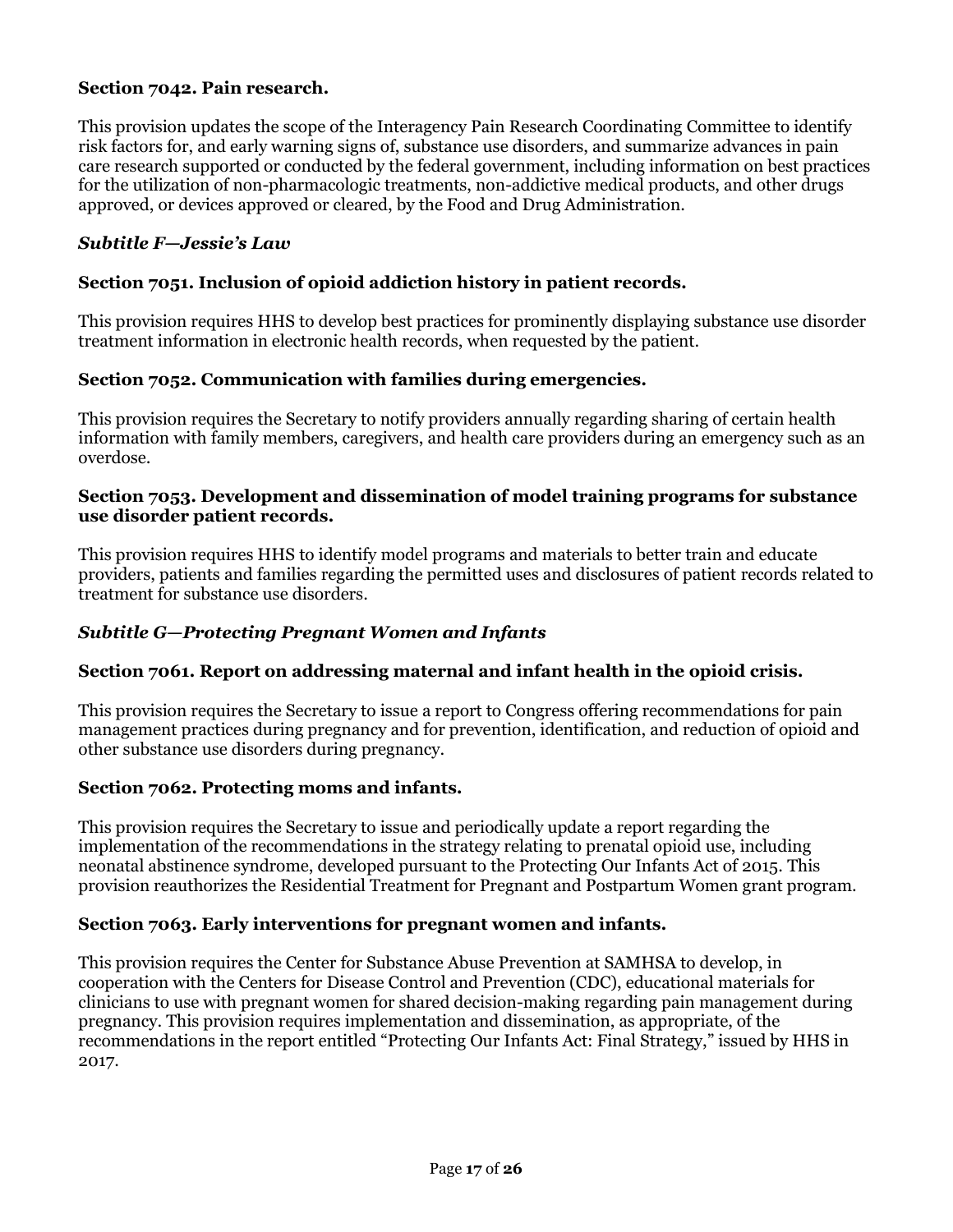### Section 7042. Pain research.

This provision updates the scope of the Interagency Pain Research Coordinating Committee to identify risk factors for, and early warning signs of, substance use disorders, and summarize advances in pain care research supported or conducted by the federal government, including information on best practices for the utilization of non-pharmacologic treatments, non-addictive medical products, and other drugs approved, or devices approved or cleared, by the Food and Drug Administration.

## *Subtitle F—Jessie's Law*

### Section 7051. Inclusion of opioid addiction history in patient records.

This provision requires HHS to develop best practices for prominently displaying substance use disorder treatment information in electronic health records, when requested by the patient.

### Section 7052. Communication with families during emergencies.

This provision requires the Secretary to notify providers annually regarding sharing of certain health information with family members, caregivers, and health care providers during an emergency such as an overdose.

### Section 7053. Development and dissemination of model training programs for substance use disorder patient records.

This provision requires HHS to identify model programs and materials to better train and educate providers, patients and families regarding the permitted uses and disclosures of patient records related to treatment for substance use disorders.

## *Subtitle G—Protecting Pregnant Women and Infants*

### Section 7061. Report on addressing maternal and infant health in the opioid crisis.

This provision requires the Secretary to issue a report to Congress offering recommendations for pain management practices during pregnancy and for prevention, identification, and reduction of opioid and other substance use disorders during pregnancy.

### Section 7062. Protecting moms and infants.

This provision requires the Secretary to issue and periodically update a report regarding the implementation of the recommendations in the strategy relating to prenatal opioid use, including neonatal abstinence syndrome, developed pursuant to the Protecting Our Infants Act of 2015. This provision reauthorizes the Residential Treatment for Pregnant and Postpartum Women grant program.

### Section 7063. Early interventions for pregnant women and infants.

This provision requires the Center for Substance Abuse Prevention at SAMHSA to develop, in cooperation with the Centers for Disease Control and Prevention (CDC), educational materials for clinicians to use with pregnant women for shared decision-making regarding pain management during pregnancy. This provision requires implementation and dissemination, as appropriate, of the recommendations in the report entitled "Protecting Our Infants Act: Final Strategy," issued by HHS in 2017.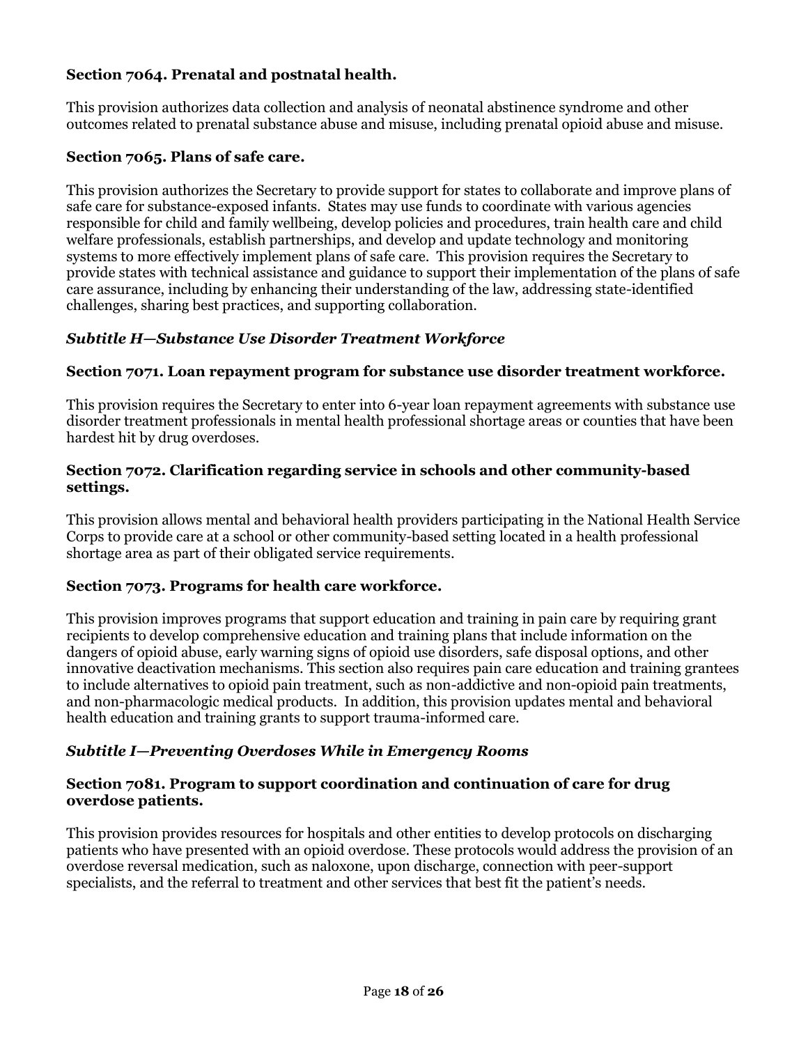**Section 7064. Prenatal and postnatal health.**

This provision authorizes data collection and analysis of neonatal abstinence syndrome and other outcomes related to prenatal substance abuse and misuse, including prenatal opioid abuse and misuse.

**Section 7065. Plans of safe care.**

This provision authorizes the Secretary to provide support for states to collaborate and improve plans of safe care for substance-exposed infants. States may use funds to coordinate with various agencies responsible for child and family wellbeing, develop policies and procedures, train health care and child welfare professionals, establish partnerships, and develop and update technology and monitoring systems to more effectively implement plans of safe care. This provision requires the Secretary to provide states with technical assistance and guidance to support their implementation of the plans of safe care assurance, including by enhancing their understanding of the law, addressing state-identified challenges, sharing best practices, and supporting collaboration.

***Subtitle H—Substance Use Disorder Treatment Workforce***

**Section 7071. Loan repayment program for substance use disorder treatment workforce.**

This provision requires the Secretary to enter into 6-year loan repayment agreements with substance use disorder treatment professionals in mental health professional shortage areas or counties that have been hardest hit by drug overdoses.

**Section 7072. Clarification regarding service in schools and other community-based settings.**

This provision allows mental and behavioral health providers participating in the National Health Service Corps to provide care at a school or other community-based setting located in a health professional shortage area as part of their obligated service requirements.

**Section 7073. Programs for health care workforce.**

This provision improves programs that support education and training in pain care by requiring grant recipients to develop comprehensive education and training plans that include information on the dangers of opioid abuse, early warning signs of opioid use disorders, safe disposal options, and other innovative deactivation mechanisms. This section also requires pain care education and training grantees to include alternatives to opioid pain treatment, such as non-addictive and non-opioid pain treatments, and non-pharmacologic medical products. In addition, this provision updates mental and behavioral health education and training grants to support trauma-informed care.

***Subtitle I—Preventing Overdoses While in Emergency Rooms***

**Section 7081. Program to support coordination and continuation of care for drug overdose patients.**

This provision provides resources for hospitals and other entities to develop protocols on discharging patients who have presented with an opioid overdose. These protocols would address the provision of an overdose reversal medication, such as naloxone, upon discharge, connection with peer-support specialists, and the referral to treatment and other services that best fit the patient's needs.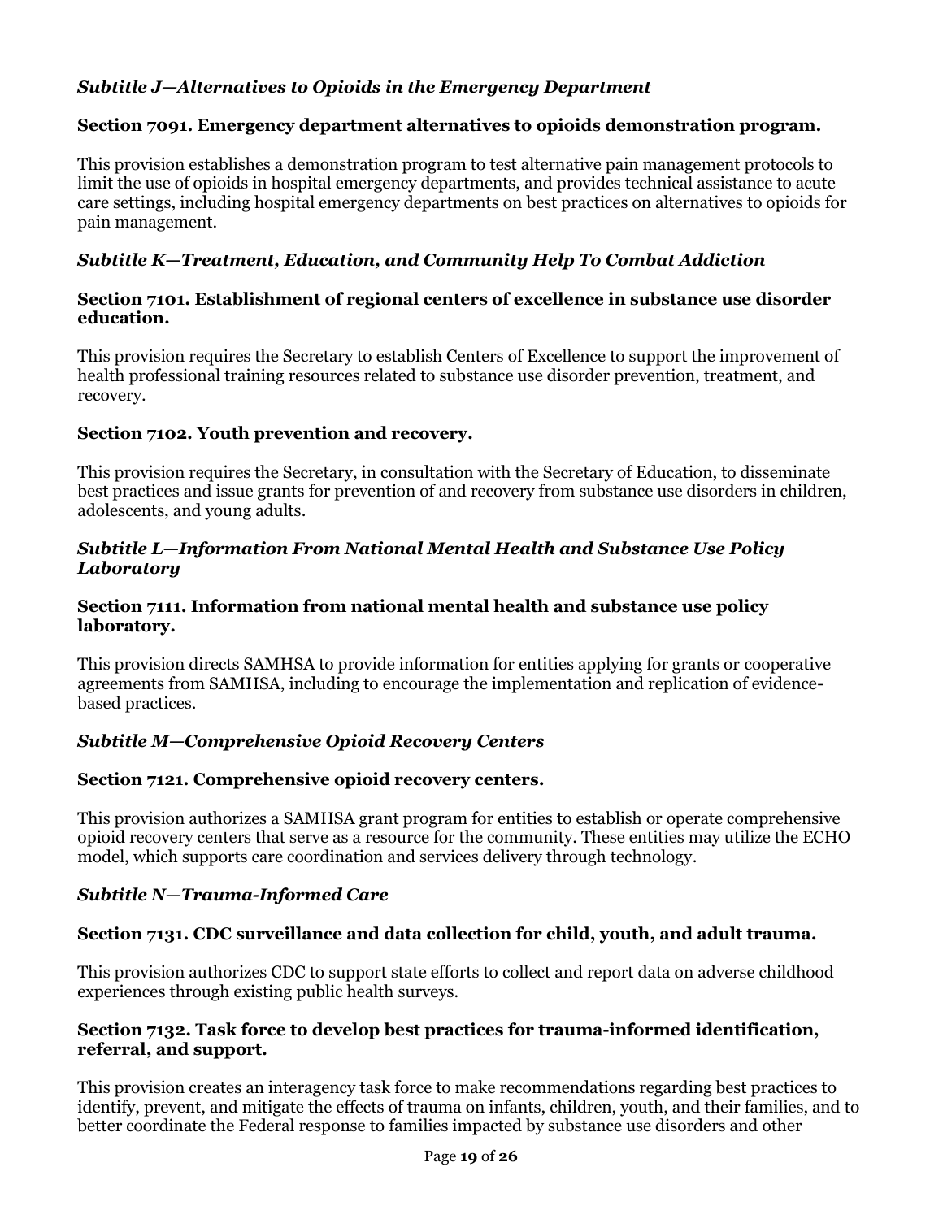### *Subtitle J—Alternatives to Opioids in the Emergency Department*

#### Section 7091. Emergency department alternatives to opioids demonstration program.

This provision establishes a demonstration program to test alternative pain management protocols to limit the use of opioids in hospital emergency departments, and provides technical assistance to acute care settings, including hospital emergency departments on best practices on alternatives to opioids for pain management.

### *Subtitle K—Treatment, Education, and Community Help To Combat Addiction*

#### Section 7101. Establishment of regional centers of excellence in substance use disorder education.

This provision requires the Secretary to establish Centers of Excellence to support the improvement of health professional training resources related to substance use disorder prevention, treatment, and recovery.

#### Section 7102. Youth prevention and recovery.

This provision requires the Secretary, in consultation with the Secretary of Education, to disseminate best practices and issue grants for prevention of and recovery from substance use disorders in children, adolescents, and young adults.

### *Subtitle L—Information From National Mental Health and Substance Use Policy Laboratory*

#### Section 7111. Information from national mental health and substance use policy laboratory.

This provision directs SAMHSA to provide information for entities applying for grants or cooperative agreements from SAMHSA, including to encourage the implementation and replication of evidence-based practices.

### *Subtitle M—Comprehensive Opioid Recovery Centers*

#### Section 7121. Comprehensive opioid recovery centers.

This provision authorizes a SAMHSA grant program for entities to establish or operate comprehensive opioid recovery centers that serve as a resource for the community. These entities may utilize the ECHO model, which supports care coordination and services delivery through technology.

### *Subtitle N—Trauma-Informed Care*

#### Section 7131. CDC surveillance and data collection for child, youth, and adult trauma.

This provision authorizes CDC to support state efforts to collect and report data on adverse childhood experiences through existing public health surveys.

#### Section 7132. Task force to develop best practices for trauma-informed identification, referral, and support.

This provision creates an interagency task force to make recommendations regarding best practices to identify, prevent, and mitigate the effects of trauma on infants, children, youth, and their families, and to better coordinate the Federal response to families impacted by substance use disorders and other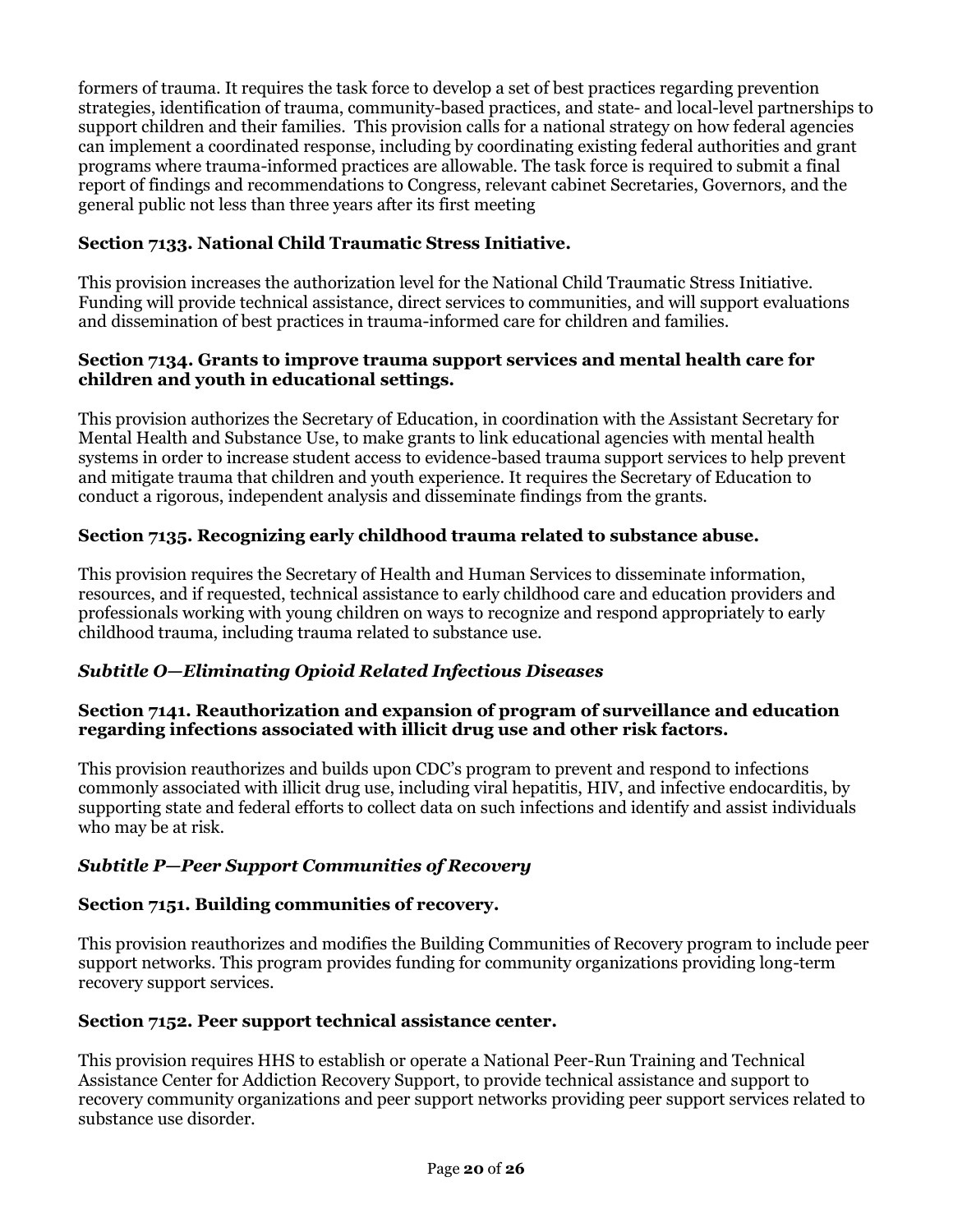formers of trauma. It requires the task force to develop a set of best practices regarding prevention strategies, identification of trauma, community-based practices, and state- and local-level partnerships to support children and their families. This provision calls for a national strategy on how federal agencies can implement a coordinated response, including by coordinating existing federal authorities and grant programs where trauma-informed practices are allowable. The task force is required to submit a final report of findings and recommendations to Congress, relevant cabinet Secretaries, Governors, and the general public not less than three years after its first meeting

**Section 7133. National Child Traumatic Stress Initiative.**

This provision increases the authorization level for the National Child Traumatic Stress Initiative. Funding will provide technical assistance, direct services to communities, and will support evaluations and dissemination of best practices in trauma-informed care for children and families.

**Section 7134. Grants to improve trauma support services and mental health care for children and youth in educational settings.**

This provision authorizes the Secretary of Education, in coordination with the Assistant Secretary for Mental Health and Substance Use, to make grants to link educational agencies with mental health systems in order to increase student access to evidence-based trauma support services to help prevent and mitigate trauma that children and youth experience. It requires the Secretary of Education to conduct a rigorous, independent analysis and disseminate findings from the grants.

**Section 7135. Recognizing early childhood trauma related to substance abuse.**

This provision requires the Secretary of Health and Human Services to disseminate information, resources, and if requested, technical assistance to early childhood care and education providers and professionals working with young children on ways to recognize and respond appropriately to early childhood trauma, including trauma related to substance use.

***Subtitle O—Eliminating Opioid Related Infectious Diseases***

**Section 7141. Reauthorization and expansion of program of surveillance and education regarding infections associated with illicit drug use and other risk factors.**

This provision reauthorizes and builds upon CDC's program to prevent and respond to infections commonly associated with illicit drug use, including viral hepatitis, HIV, and infective endocarditis, by supporting state and federal efforts to collect data on such infections and identify and assist individuals who may be at risk.

***Subtitle P—Peer Support Communities of Recovery***

**Section 7151. Building communities of recovery.**

This provision reauthorizes and modifies the Building Communities of Recovery program to include peer support networks. This program provides funding for community organizations providing long-term recovery support services.

**Section 7152. Peer support technical assistance center.**

This provision requires HHS to establish or operate a National Peer-Run Training and Technical Assistance Center for Addiction Recovery Support, to provide technical assistance and support to recovery community organizations and peer support networks providing peer support services related to substance use disorder.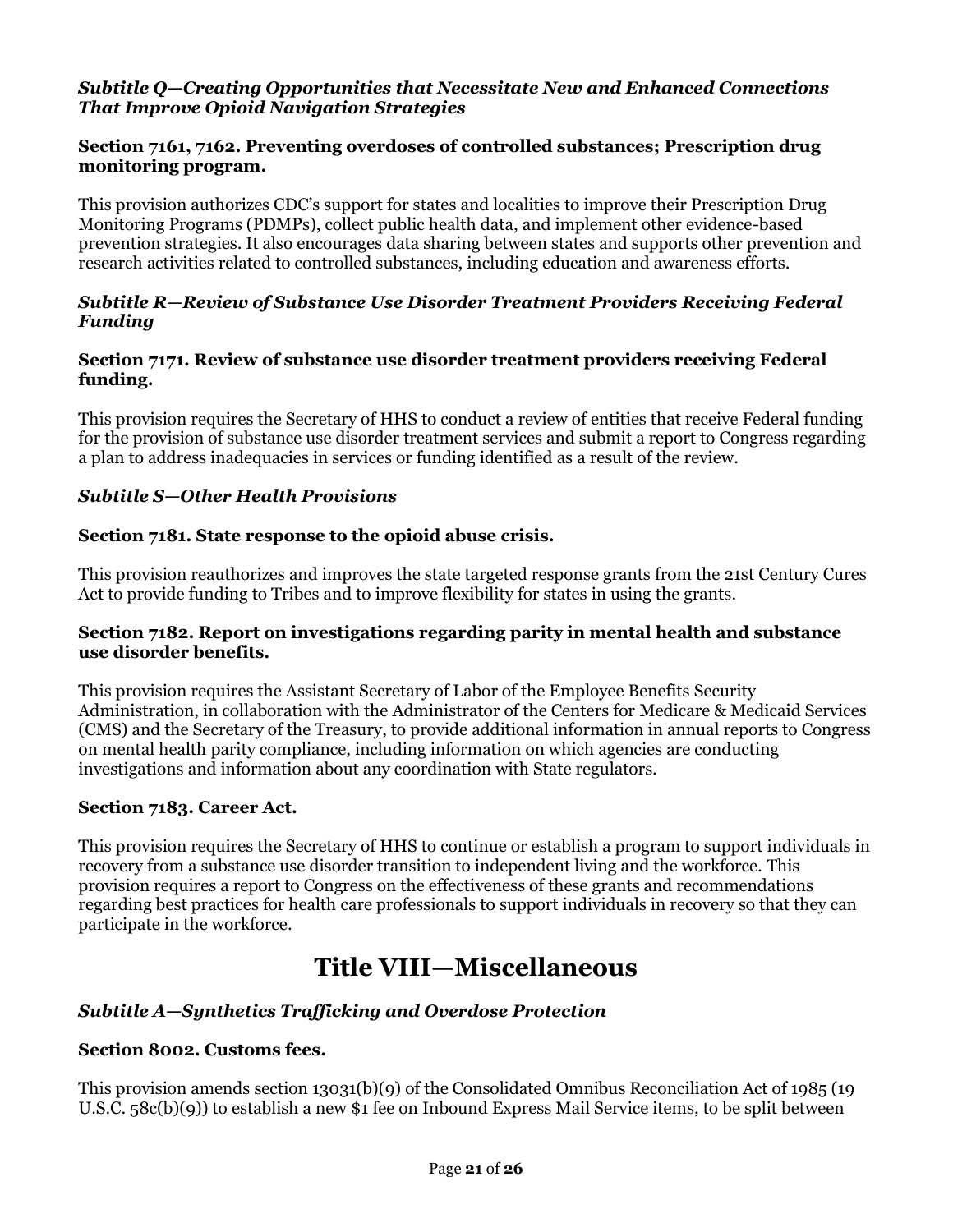### *Subtitle Q—Creating Opportunities that Necessitate New and Enhanced Connections That Improve Opioid Navigation Strategies*

**Section 7161, 7162. Preventing overdoses of controlled substances; Prescription drug monitoring program.**

This provision authorizes CDC's support for states and localities to improve their Prescription Drug Monitoring Programs (PDMPs), collect public health data, and implement other evidence-based prevention strategies. It also encourages data sharing between states and supports other prevention and research activities related to controlled substances, including education and awareness efforts.

### *Subtitle R—Review of Substance Use Disorder Treatment Providers Receiving Federal Funding*

**Section 7171. Review of substance use disorder treatment providers receiving Federal funding.**

This provision requires the Secretary of HHS to conduct a review of entities that receive Federal funding for the provision of substance use disorder treatment services and submit a report to Congress regarding a plan to address inadequacies in services or funding identified as a result of the review.

### *Subtitle S—Other Health Provisions*

**Section 7181. State response to the opioid abuse crisis.**

This provision reauthorizes and improves the state targeted response grants from the 21st Century Cures Act to provide funding to Tribes and to improve flexibility for states in using the grants.

**Section 7182. Report on investigations regarding parity in mental health and substance use disorder benefits.**

This provision requires the Assistant Secretary of Labor of the Employee Benefits Security Administration, in collaboration with the Administrator of the Centers for Medicare & Medicaid Services (CMS) and the Secretary of the Treasury, to provide additional information in annual reports to Congress on mental health parity compliance, including information on which agencies are conducting investigations and information about any coordination with State regulators.

**Section 7183. Career Act.**

This provision requires the Secretary of HHS to continue or establish a program to support individuals in recovery from a substance use disorder transition to independent living and the workforce. This provision requires a report to Congress on the effectiveness of these grants and recommendations regarding best practices for health care professionals to support individuals in recovery so that they can participate in the workforce.

## Title VIII—Miscellaneous

### *Subtitle A—Synthetics Trafficking and Overdose Protection*

**Section 8002. Customs fees.**

This provision amends section 13031(b)(9) of the Consolidated Omnibus Reconciliation Act of 1985 (19 U.S.C. 58c(b)(9)) to establish a new $1 fee on Inbound Express Mail Service items, to be split between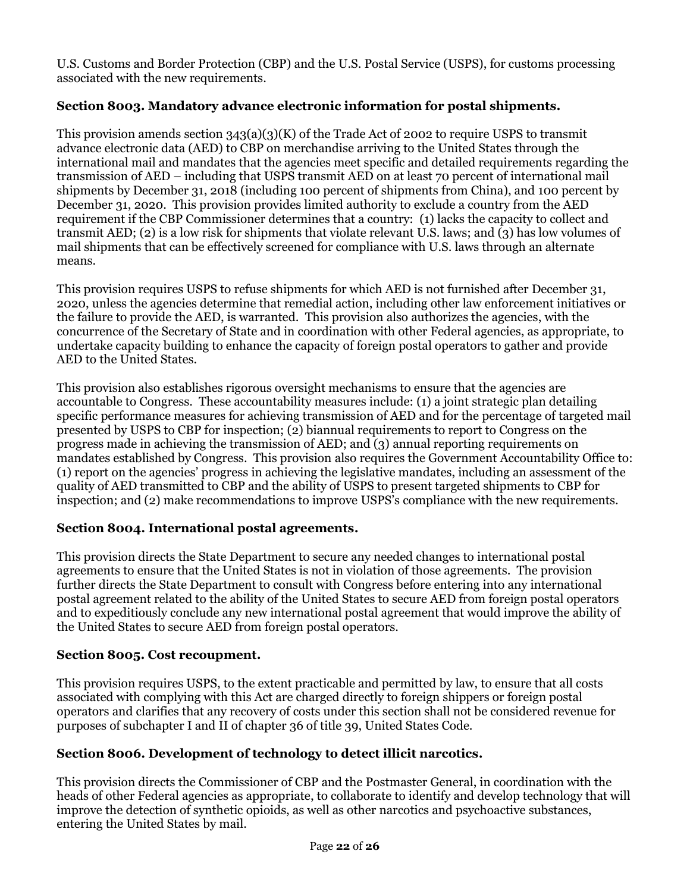U.S. Customs and Border Protection (CBP) and the U.S. Postal Service (USPS), for customs processing associated with the new requirements.

**Section 8003. Mandatory advance electronic information for postal shipments.**

This provision amends section 343(a)(3)(K) of the Trade Act of 2002 to require USPS to transmit advance electronic data (AED) to CBP on merchandise arriving to the United States through the international mail and mandates that the agencies meet specific and detailed requirements regarding the transmission of AED – including that USPS transmit AED on at least 70 percent of international mail shipments by December 31, 2018 (including 100 percent of shipments from China), and 100 percent by December 31, 2020. This provision provides limited authority to exclude a country from the AED requirement if the CBP Commissioner determines that a country: (1) lacks the capacity to collect and transmit AED; (2) is a low risk for shipments that violate relevant U.S. laws; and (3) has low volumes of mail shipments that can be effectively screened for compliance with U.S. laws through an alternate means.

This provision requires USPS to refuse shipments for which AED is not furnished after December 31, 2020, unless the agencies determine that remedial action, including other law enforcement initiatives or the failure to provide the AED, is warranted. This provision also authorizes the agencies, with the concurrence of the Secretary of State and in coordination with other Federal agencies, as appropriate, to undertake capacity building to enhance the capacity of foreign postal operators to gather and provide AED to the United States.

This provision also establishes rigorous oversight mechanisms to ensure that the agencies are accountable to Congress. These accountability measures include: (1) a joint strategic plan detailing specific performance measures for achieving transmission of AED and for the percentage of targeted mail presented by USPS to CBP for inspection; (2) biannual requirements to report to Congress on the progress made in achieving the transmission of AED; and (3) annual reporting requirements on mandates established by Congress. This provision also requires the Government Accountability Office to: (1) report on the agencies' progress in achieving the legislative mandates, including an assessment of the quality of AED transmitted to CBP and the ability of USPS to present targeted shipments to CBP for inspection; and (2) make recommendations to improve USPS's compliance with the new requirements.

**Section 8004. International postal agreements.**

This provision directs the State Department to secure any needed changes to international postal agreements to ensure that the United States is not in violation of those agreements. The provision further directs the State Department to consult with Congress before entering into any international postal agreement related to the ability of the United States to secure AED from foreign postal operators and to expeditiously conclude any new international postal agreement that would improve the ability of the United States to secure AED from foreign postal operators.

**Section 8005. Cost recoupment.**

This provision requires USPS, to the extent practicable and permitted by law, to ensure that all costs associated with complying with this Act are charged directly to foreign shippers or foreign postal operators and clarifies that any recovery of costs under this section shall not be considered revenue for purposes of subchapter I and II of chapter 36 of title 39, United States Code.

**Section 8006. Development of technology to detect illicit narcotics.**

This provision directs the Commissioner of CBP and the Postmaster General, in coordination with the heads of other Federal agencies as appropriate, to collaborate to identify and develop technology that will improve the detection of synthetic opioids, as well as other narcotics and psychoactive substances, entering the United States by mail.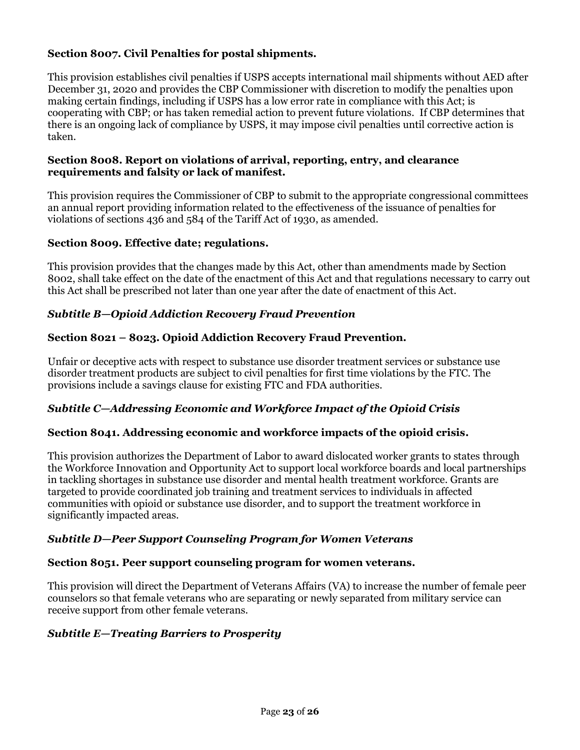**Section 8007. Civil Penalties for postal shipments.**

This provision establishes civil penalties if USPS accepts international mail shipments without AED after December 31, 2020 and provides the CBP Commissioner with discretion to modify the penalties upon making certain findings, including if USPS has a low error rate in compliance with this Act; is cooperating with CBP; or has taken remedial action to prevent future violations. If CBP determines that there is an ongoing lack of compliance by USPS, it may impose civil penalties until corrective action is taken.

**Section 8008. Report on violations of arrival, reporting, entry, and clearance requirements and falsity or lack of manifest.**

This provision requires the Commissioner of CBP to submit to the appropriate congressional committees an annual report providing information related to the effectiveness of the issuance of penalties for violations of sections 436 and 584 of the Tariff Act of 1930, as amended.

**Section 8009. Effective date; regulations.**

This provision provides that the changes made by this Act, other than amendments made by Section 8002, shall take effect on the date of the enactment of this Act and that regulations necessary to carry out this Act shall be prescribed not later than one year after the date of enactment of this Act.

***Subtitle B—Opioid Addiction Recovery Fraud Prevention***

**Section 8021 – 8023. Opioid Addiction Recovery Fraud Prevention.**

Unfair or deceptive acts with respect to substance use disorder treatment services or substance use disorder treatment products are subject to civil penalties for first time violations by the FTC. The provisions include a savings clause for existing FTC and FDA authorities.

***Subtitle C—Addressing Economic and Workforce Impact of the Opioid Crisis***

**Section 8041. Addressing economic and workforce impacts of the opioid crisis.**

This provision authorizes the Department of Labor to award dislocated worker grants to states through the Workforce Innovation and Opportunity Act to support local workforce boards and local partnerships in tackling shortages in substance use disorder and mental health treatment workforce. Grants are targeted to provide coordinated job training and treatment services to individuals in affected communities with opioid or substance use disorder, and to support the treatment workforce in significantly impacted areas.

***Subtitle D—Peer Support Counseling Program for Women Veterans***

**Section 8051. Peer support counseling program for women veterans.**

This provision will direct the Department of Veterans Affairs (VA) to increase the number of female peer counselors so that female veterans who are separating or newly separated from military service can receive support from other female veterans.

***Subtitle E—Treating Barriers to Prosperity***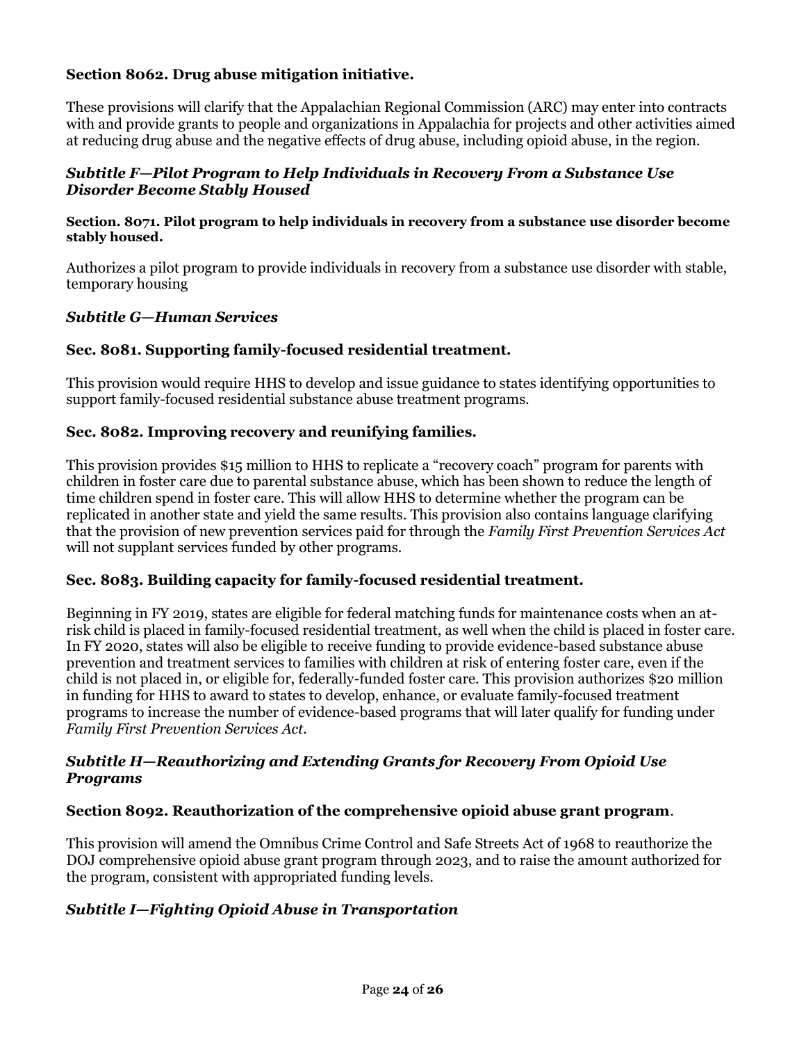### Section 8062. Drug abuse mitigation initiative.

These provisions will clarify that the Appalachian Regional Commission (ARC) may enter into contracts with and provide grants to people and organizations in Appalachia for projects and other activities aimed at reducing drug abuse and the negative effects of drug abuse, including opioid abuse, in the region.

### *Subtitle F—Pilot Program to Help Individuals in Recovery From a Substance Use Disorder Become Stably Housed*

#### Section. 8071. Pilot program to help individuals in recovery from a substance use disorder become stably housed.

Authorizes a pilot program to provide individuals in recovery from a substance use disorder with stable, temporary housing

### *Subtitle G—Human Services*

### Sec. 8081. Supporting family-focused residential treatment.

This provision would require HHS to develop and issue guidance to states identifying opportunities to support family-focused residential substance abuse treatment programs.

### Sec. 8082. Improving recovery and reunifying families.

This provision provides $15 million to HHS to replicate a "recovery coach" program for parents with children in foster care due to parental substance abuse, which has been shown to reduce the length of time children spend in foster care. This will allow HHS to determine whether the program can be replicated in another state and yield the same results. This provision also contains language clarifying that the provision of new prevention services paid for through the *Family First Prevention Services Act* will not supplant services funded by other programs.

### Sec. 8083. Building capacity for family-focused residential treatment.

Beginning in FY 2019, states are eligible for federal matching funds for maintenance costs when an at-risk child is placed in family-focused residential treatment, as well when the child is placed in foster care. In FY 2020, states will also be eligible to receive funding to provide evidence-based substance abuse prevention and treatment services to families with children at risk of entering foster care, even if the child is not placed in, or eligible for, federally-funded foster care. This provision authorizes $20 million in funding for HHS to award to states to develop, enhance, or evaluate family-focused treatment programs to increase the number of evidence-based programs that will later qualify for funding under *Family First Prevention Services Act*.

### *Subtitle H—Reauthorizing and Extending Grants for Recovery From Opioid Use Programs*

### Section 8092. Reauthorization of the comprehensive opioid abuse grant program.

This provision will amend the Omnibus Crime Control and Safe Streets Act of 1968 to reauthorize the DOJ comprehensive opioid abuse grant program through 2023, and to raise the amount authorized for the program, consistent with appropriated funding levels.

### *Subtitle I—Fighting Opioid Abuse in Transportation*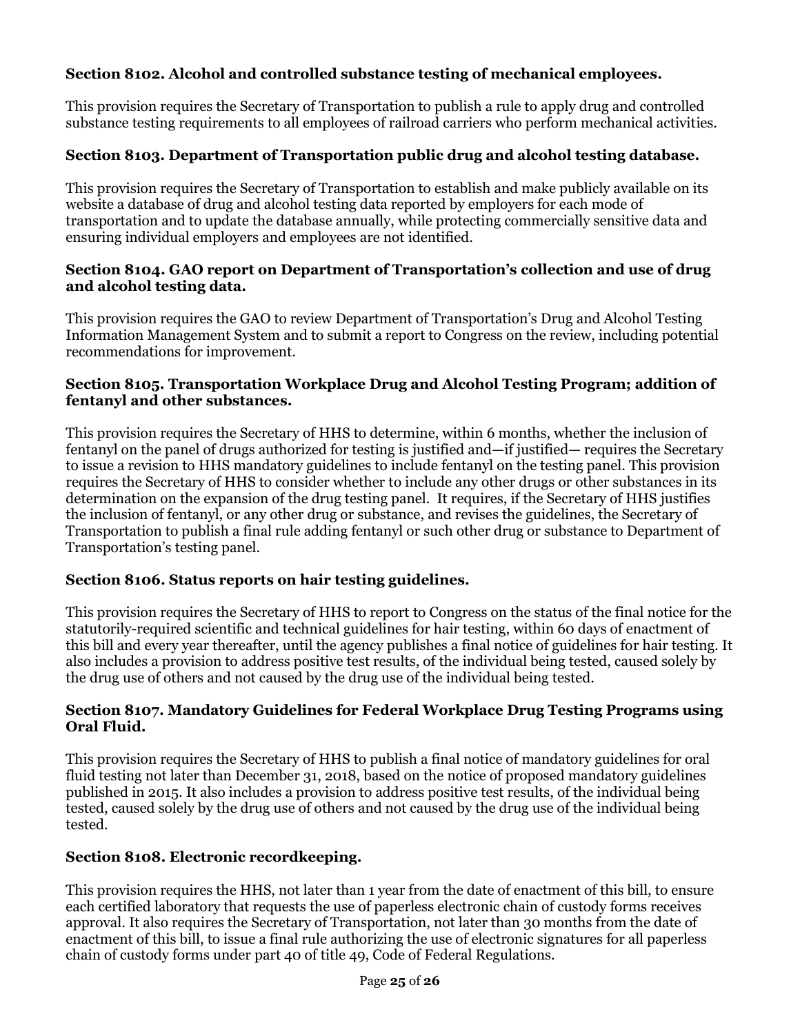**Section 8102. Alcohol and controlled substance testing of mechanical employees.**

This provision requires the Secretary of Transportation to publish a rule to apply drug and controlled substance testing requirements to all employees of railroad carriers who perform mechanical activities.

**Section 8103. Department of Transportation public drug and alcohol testing database.**

This provision requires the Secretary of Transportation to establish and make publicly available on its website a database of drug and alcohol testing data reported by employers for each mode of transportation and to update the database annually, while protecting commercially sensitive data and ensuring individual employers and employees are not identified.

**Section 8104. GAO report on Department of Transportation's collection and use of drug and alcohol testing data.**

This provision requires the GAO to review Department of Transportation's Drug and Alcohol Testing Information Management System and to submit a report to Congress on the review, including potential recommendations for improvement.

**Section 8105. Transportation Workplace Drug and Alcohol Testing Program; addition of fentanyl and other substances.**

This provision requires the Secretary of HHS to determine, within 6 months, whether the inclusion of fentanyl on the panel of drugs authorized for testing is justified and—if justified— requires the Secretary to issue a revision to HHS mandatory guidelines to include fentanyl on the testing panel. This provision requires the Secretary of HHS to consider whether to include any other drugs or other substances in its determination on the expansion of the drug testing panel. It requires, if the Secretary of HHS justifies the inclusion of fentanyl, or any other drug or substance, and revises the guidelines, the Secretary of Transportation to publish a final rule adding fentanyl or such other drug or substance to Department of Transportation's testing panel.

**Section 8106. Status reports on hair testing guidelines.**

This provision requires the Secretary of HHS to report to Congress on the status of the final notice for the statutorily-required scientific and technical guidelines for hair testing, within 60 days of enactment of this bill and every year thereafter, until the agency publishes a final notice of guidelines for hair testing. It also includes a provision to address positive test results, of the individual being tested, caused solely by the drug use of others and not caused by the drug use of the individual being tested.

**Section 8107. Mandatory Guidelines for Federal Workplace Drug Testing Programs using Oral Fluid.**

This provision requires the Secretary of HHS to publish a final notice of mandatory guidelines for oral fluid testing not later than December 31, 2018, based on the notice of proposed mandatory guidelines published in 2015. It also includes a provision to address positive test results, of the individual being tested, caused solely by the drug use of others and not caused by the drug use of the individual being tested.

**Section 8108. Electronic recordkeeping.**

This provision requires the HHS, not later than 1 year from the date of enactment of this bill, to ensure each certified laboratory that requests the use of paperless electronic chain of custody forms receives approval. It also requires the Secretary of Transportation, not later than 30 months from the date of enactment of this bill, to issue a final rule authorizing the use of electronic signatures for all paperless chain of custody forms under part 40 of title 49, Code of Federal Regulations.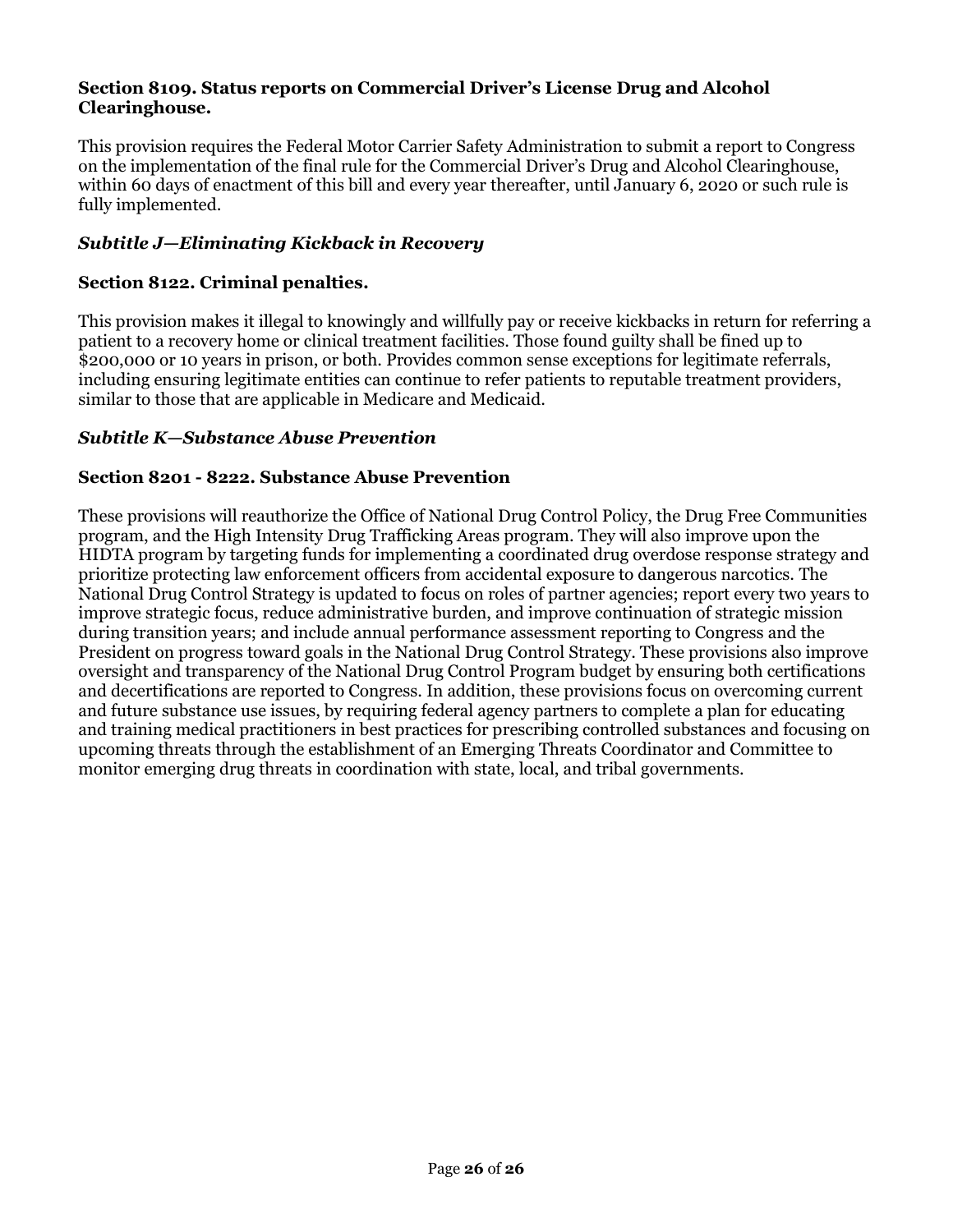### Section 8109. Status reports on Commercial Driver's License Drug and Alcohol Clearinghouse.

This provision requires the Federal Motor Carrier Safety Administration to submit a report to Congress on the implementation of the final rule for the Commercial Driver's Drug and Alcohol Clearinghouse, within 60 days of enactment of this bill and every year thereafter, until January 6, 2020 or such rule is fully implemented.

### *Subtitle J—Eliminating Kickback in Recovery*

### Section 8122. Criminal penalties.

This provision makes it illegal to knowingly and willfully pay or receive kickbacks in return for referring a patient to a recovery home or clinical treatment facilities. Those found guilty shall be fined up to $200,000 or 10 years in prison, or both. Provides common sense exceptions for legitimate referrals, including ensuring legitimate entities can continue to refer patients to reputable treatment providers, similar to those that are applicable in Medicare and Medicaid.

### *Subtitle K—Substance Abuse Prevention*

### Section 8201 - 8222. Substance Abuse Prevention

These provisions will reauthorize the Office of National Drug Control Policy, the Drug Free Communities program, and the High Intensity Drug Trafficking Areas program. They will also improve upon the HIDTA program by targeting funds for implementing a coordinated drug overdose response strategy and prioritize protecting law enforcement officers from accidental exposure to dangerous narcotics. The National Drug Control Strategy is updated to focus on roles of partner agencies; report every two years to improve strategic focus, reduce administrative burden, and improve continuation of strategic mission during transition years; and include annual performance assessment reporting to Congress and the President on progress toward goals in the National Drug Control Strategy. These provisions also improve oversight and transparency of the National Drug Control Program budget by ensuring both certifications and decertifications are reported to Congress. In addition, these provisions focus on overcoming current and future substance use issues, by requiring federal agency partners to complete a plan for educating and training medical practitioners in best practices for prescribing controlled substances and focusing on upcoming threats through the establishment of an Emerging Threats Coordinator and Committee to monitor emerging drug threats in coordination with state, local, and tribal governments.